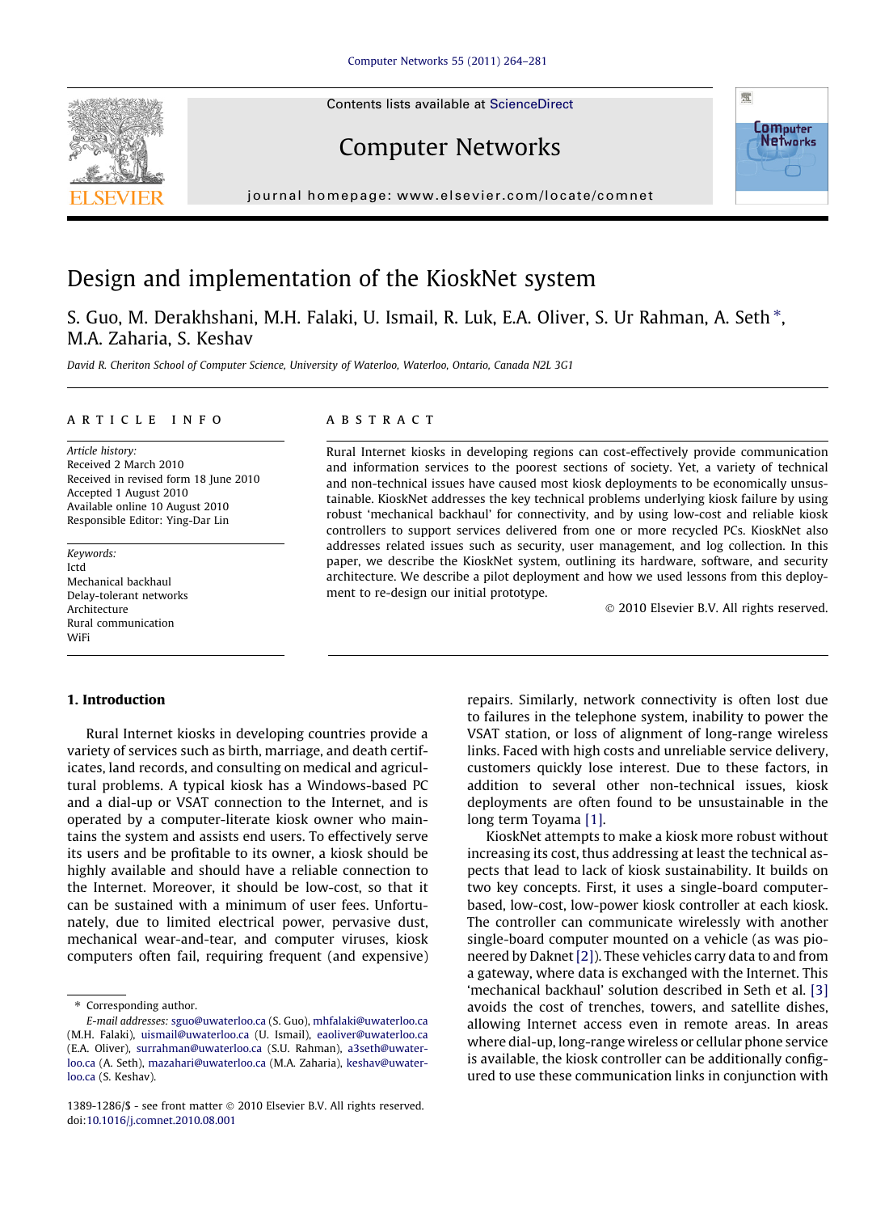# Design and implementation of the KioskNet system

S. Guo, M. Derakhshani, M.H. Falaki, U. Ismail, R. Luk, E.A. Oliver, S. Ur Rahman, A. Seth *, M.A. Zaharia, S. Keshav

*David R. Cheriton School of Computer Science, University of Waterloo, Waterloo, Ontario, Canada N2L 3G1*

**ARTICLE INFO**

*Article history:*
Received 2 March 2010
Received in revised form 18 June 2010
Accepted 1 August 2010
Available online 10 August 2010
Responsible Editor: Ying-Dar Lin

*Keywords:*
Ictd
Mechanical backhaul
Delay-tolerant networks
Architecture
Rural communication
WiFi

**ABSTRACT**

Rural Internet kiosks in developing regions can cost-effectively provide communication and information services to the poorest sections of society. Yet, a variety of technical and non-technical issues have caused most kiosk deployments to be economically unsustainable. KioskNet addresses the key technical problems underlying kiosk failure by using robust 'mechanical backhaul' for connectivity, and by using low-cost and reliable kiosk controllers to support services delivered from one or more recycled PCs. KioskNet also addresses related issues such as security, user management, and log collection. In this paper, we describe the KioskNet system, outlining its hardware, software, and security architecture. We describe a pilot deployment and how we used lessons from this deployment to re-design our initial prototype.

© 2010 Elsevier B.V. All rights reserved.

## 1. Introduction

Rural Internet kiosks in developing countries provide a variety of services such as birth, marriage, and death certificates, land records, and consulting on medical and agricultural problems. A typical kiosk has a Windows-based PC and a dial-up or VSAT connection to the Internet, and is operated by a computer-literate kiosk owner who maintains the system and assists end users. To effectively serve its users and be profitable to its owner, a kiosk should be highly available and should have a reliable connection to the Internet. Moreover, it should be low-cost, so that it can be sustained with a minimum of user fees. Unfortunately, due to limited electrical power, pervasive dust, mechanical wear-and-tear, and computer viruses, kiosk computers often fail, requiring frequent (and expensive) repairs. Similarly, network connectivity is often lost due to failures in the telephone system, inability to power the VSAT station, or loss of alignment of long-range wireless links. Faced with high costs and unreliable service delivery, customers quickly lose interest. Due to these factors, in addition to several other non-technical issues, kiosk deployments are often found to be unsustainable in the long term Toyama [1].

KioskNet attempts to make a kiosk more robust without increasing its cost, thus addressing at least the technical aspects that lead to lack of kiosk sustainability. It builds on two key concepts. First, it uses a single-board computer-based, low-cost, low-power kiosk controller at each kiosk. The controller can communicate wirelessly with another single-board computer mounted on a vehicle (as was pioneered by Daknet [2]). These vehicles carry data to and from a gateway, where data is exchanged with the Internet. This 'mechanical backhaul' solution described in Seth et al. [3] avoids the cost of trenches, towers, and satellite dishes, allowing Internet access even in remote areas. In areas where dial-up, long-range wireless or cellular phone service is available, the kiosk controller can be additionally configured to use these communication links in conjunction with

* Corresponding author.
*E-mail addresses:* sguo@uwaterloo.ca (S. Guo), mhfalaki@uwaterloo.ca (M.H. Falaki), uismail@uwaterloo.ca (U. Ismail), eaoliver@uwaterloo.ca (E.A. Oliver), surrahman@uwaterloo.ca (S.U. Rahman), a3seth@uwaterloo.ca (A. Seth), mazahari@uwaterloo.ca (M.A. Zaharia), keshav@uwaterloo.ca (S. Keshav).

1389-1286/$ - see front matter © 2010 Elsevier B.V. All rights reserved.
doi:10.1016/j.comnet.2010.08.001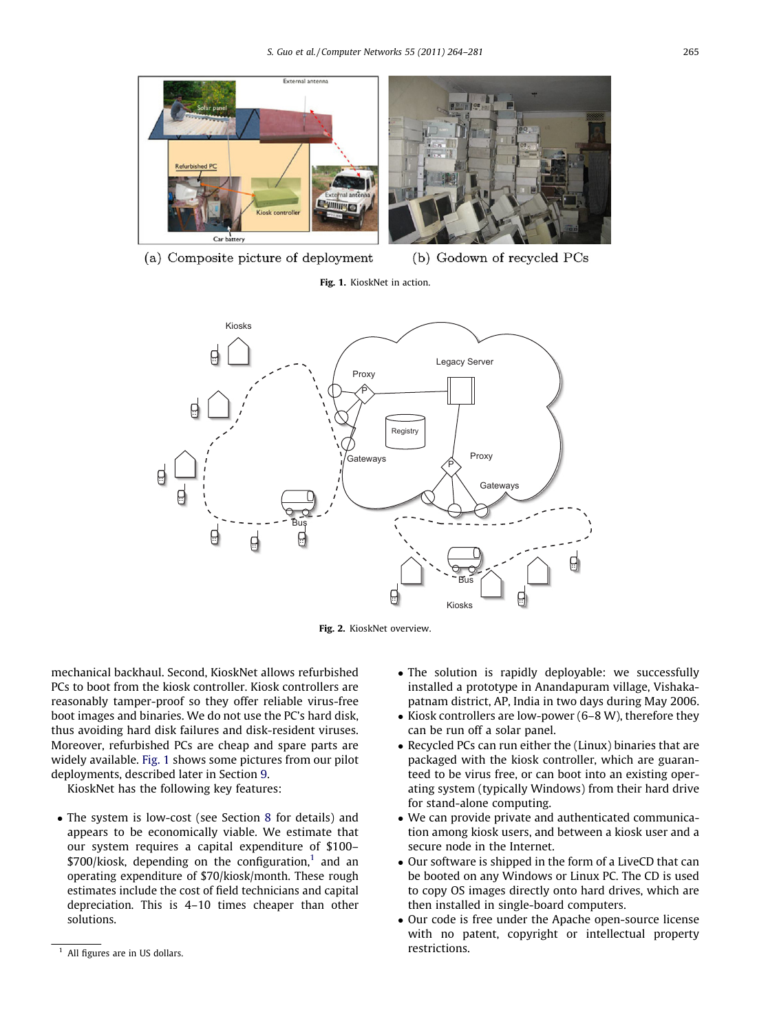(a) Composite picture of deployment (b) Godown of recycled PCs

**Fig. 1.** KioskNet in action.

**Fig. 2.** KioskNet overview.

mechanical backhaul. Second, KioskNet allows refurbished PCs to boot from the kiosk controller. Kiosk controllers are reasonably tamper-proof so they offer reliable virus-free boot images and binaries. We do not use the PC's hard disk, thus avoiding hard disk failures and disk-resident viruses. Moreover, refurbished PCs are cheap and spare parts are widely available. Fig. 1 shows some pictures from our pilot deployments, described later in Section 9.

KioskNet has the following key features:

- The system is low-cost (see Section 8 for details) and appears to be economically viable. We estimate that our system requires a capital expenditure of $100–$700/kiosk, depending on the configuration,[1] and an operating expenditure of $70/kiosk/month. These rough estimates include the cost of field technicians and capital depreciation. This is 4–10 times cheaper than other solutions.
- The solution is rapidly deployable: we successfully installed a prototype in Anandapuram village, Vishakapatnam district, AP, India in two days during May 2006.
- Kiosk controllers are low-power (6–8 W), therefore they can be run off a solar panel.
- Recycled PCs can run either the (Linux) binaries that are packaged with the kiosk controller, which are guaranteed to be virus free, or can boot into an existing operating system (typically Windows) from their hard drive for stand-alone computing.
- We can provide private and authenticated communication among kiosk users, and between a kiosk user and a secure node in the Internet.
- Our software is shipped in the form of a LiveCD that can be booted on any Windows or Linux PC. The CD is used to copy OS images directly onto hard drives, which are then installed in single-board computers.
- Our code is free under the Apache open-source license with no patent, copyright or intellectual property restrictions.

[1] All figures are in US dollars.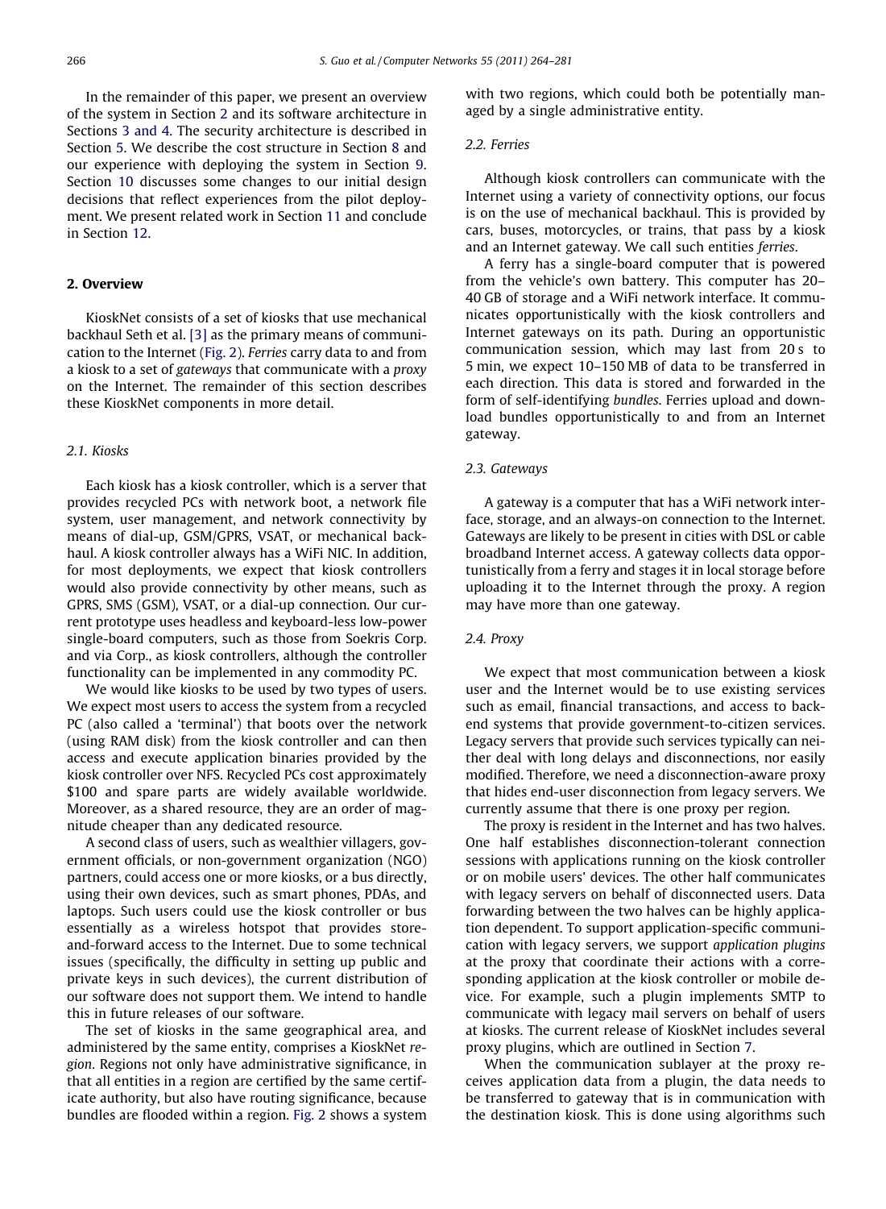In the remainder of this paper, we present an overview of the system in Section 2 and its software architecture in Sections 3 and 4. The security architecture is described in Section 5. We describe the cost structure in Section 8 and our experience with deploying the system in Section 9. Section 10 discusses some changes to our initial design decisions that reflect experiences from the pilot deployment. We present related work in Section 11 and conclude in Section 12.

## 2. Overview

KioskNet consists of a set of kiosks that use mechanical backhaul Seth et al. [3] as the primary means of communication to the Internet (Fig. 2). *Ferries* carry data to and from a kiosk to a set of *gateways* that communicate with a *proxy* on the Internet. The remainder of this section describes these KioskNet components in more detail.

### 2.1. Kiosks

Each kiosk has a kiosk controller, which is a server that provides recycled PCs with network boot, a network file system, user management, and network connectivity by means of dial-up, GSM/GPRS, VSAT, or mechanical backhaul. A kiosk controller always has a WiFi NIC. In addition, for most deployments, we expect that kiosk controllers would also provide connectivity by other means, such as GPRS, SMS (GSM), VSAT, or a dial-up connection. Our current prototype uses headless and keyboard-less low-power single-board computers, such as those from Soekris Corp. and via Corp., as kiosk controllers, although the controller functionality can be implemented in any commodity PC.

We would like kiosks to be used by two types of users. We expect most users to access the system from a recycled PC (also called a 'terminal') that boots over the network (using RAM disk) from the kiosk controller and can then access and execute application binaries provided by the kiosk controller over NFS. Recycled PCs cost approximately \$100 and spare parts are widely available worldwide. Moreover, as a shared resource, they are an order of magnitude cheaper than any dedicated resource.

A second class of users, such as wealthier villagers, government officials, or non-government organization (NGO) partners, could access one or more kiosks, or a bus directly, using their own devices, such as smart phones, PDAs, and laptops. Such users could use the kiosk controller or bus essentially as a wireless hotspot that provides store-and-forward access to the Internet. Due to some technical issues (specifically, the difficulty in setting up public and private keys in such devices), the current distribution of our software does not support them. We intend to handle this in future releases of our software.

The set of kiosks in the same geographical area, and administered by the same entity, comprises a KioskNet *region*. Regions not only have administrative significance, in that all entities in a region are certified by the same certificate authority, but also have routing significance, because bundles are flooded within a region. Fig. 2 shows a system with two regions, which could both be potentially managed by a single administrative entity.

### 2.2. Ferries

Although kiosk controllers can communicate with the Internet using a variety of connectivity options, our focus is on the use of mechanical backhaul. This is provided by cars, buses, motorcycles, or trains, that pass by a kiosk and an Internet gateway. We call such entities *ferries*.

A ferry has a single-board computer that is powered from the vehicle's own battery. This computer has 20–40 GB of storage and a WiFi network interface. It communicates opportunistically with the kiosk controllers and Internet gateways on its path. During an opportunistic communication session, which may last from 20 s to 5 min, we expect 10–150 MB of data to be transferred in each direction. This data is stored and forwarded in the form of self-identifying *bundles*. Ferries upload and download bundles opportunistically to and from an Internet gateway.

### 2.3. Gateways

A gateway is a computer that has a WiFi network interface, storage, and an always-on connection to the Internet. Gateways are likely to be present in cities with DSL or cable broadband Internet access. A gateway collects data opportunistically from a ferry and stages it in local storage before uploading it to the Internet through the proxy. A region may have more than one gateway.

### 2.4. Proxy

We expect that most communication between a kiosk user and the Internet would be to use existing services such as email, financial transactions, and access to backend systems that provide government-to-citizen services. Legacy servers that provide such services typically can neither deal with long delays and disconnections, nor easily modified. Therefore, we need a disconnection-aware proxy that hides end-user disconnection from legacy servers. We currently assume that there is one proxy per region.

The proxy is resident in the Internet and has two halves. One half establishes disconnection-tolerant connection sessions with applications running on the kiosk controller or on mobile users' devices. The other half communicates with legacy servers on behalf of disconnected users. Data forwarding between the two halves can be highly application dependent. To support application-specific communication with legacy servers, we support *application plugins* at the proxy that coordinate their actions with a corresponding application at the kiosk controller or mobile device. For example, such a plugin implements SMTP to communicate with legacy mail servers on behalf of users at kiosks. The current release of KioskNet includes several proxy plugins, which are outlined in Section 7.

When the communication sublayer at the proxy receives application data from a plugin, the data needs to be transferred to gateway that is in communication with the destination kiosk. This is done using algorithms such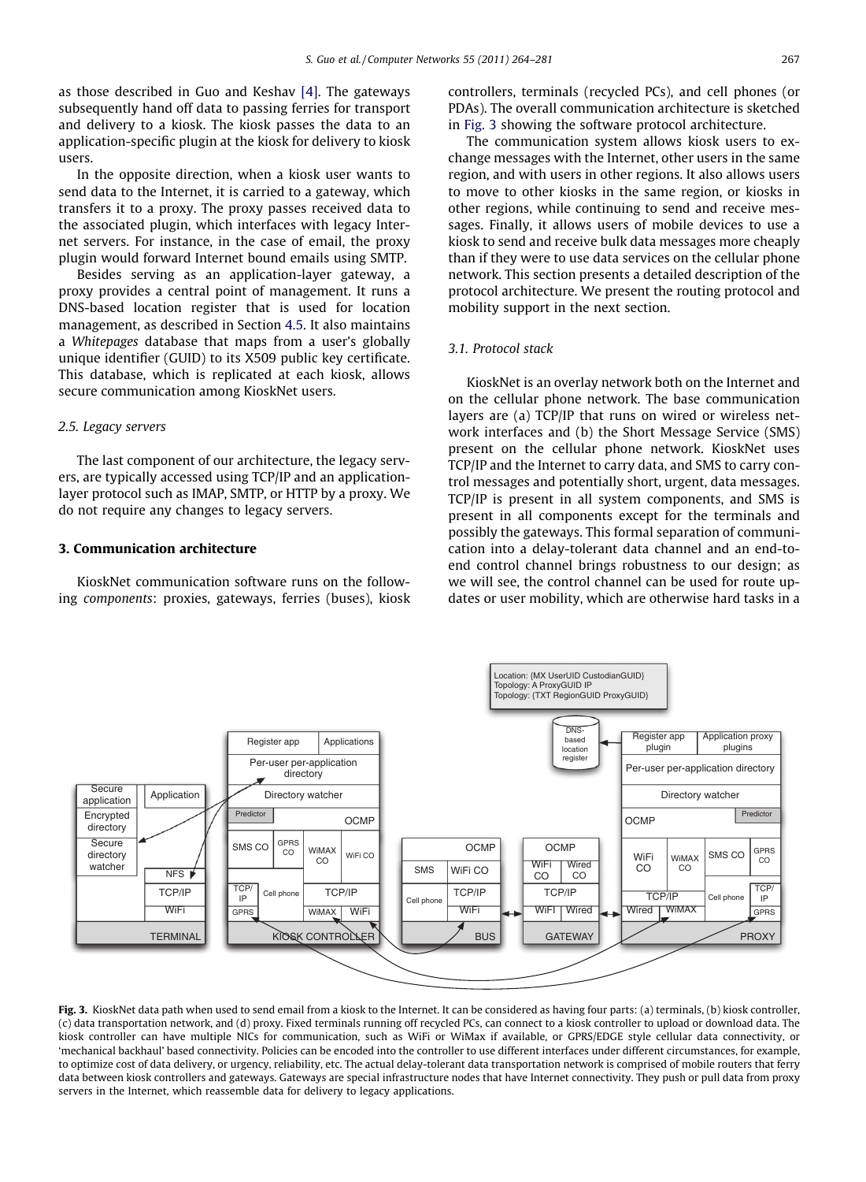as those described in Guo and Keshav [4]. The gateways subsequently hand off data to passing ferries for transport and delivery to a kiosk. The kiosk passes the data to an application-specific plugin at the kiosk for delivery to kiosk users.

In the opposite direction, when a kiosk user wants to send data to the Internet, it is carried to a gateway, which transfers it to a proxy. The proxy passes received data to the associated plugin, which interfaces with legacy Internet servers. For instance, in the case of email, the proxy plugin would forward Internet bound emails using SMTP.

Besides serving as an application-layer gateway, a proxy provides a central point of management. It runs a DNS-based location register that is used for location management, as described in Section 4.5. It also maintains a *Whitepages* database that maps from a user's globally unique identifier (GUID) to its X509 public key certificate. This database, which is replicated at each kiosk, allows secure communication among KioskNet users.

### 2.5. Legacy servers

The last component of our architecture, the legacy servers, are typically accessed using TCP/IP and an application-layer protocol such as IMAP, SMTP, or HTTP by a proxy. We do not require any changes to legacy servers.

## 3. Communication architecture

KioskNet communication software runs on the following *components*: proxies, gateways, ferries (buses), kiosk controllers, terminals (recycled PCs), and cell phones (or PDAs). The overall communication architecture is sketched in Fig. 3 showing the software protocol architecture.

The communication system allows kiosk users to exchange messages with the Internet, other users in the same region, and with users in other regions. It also allows users to move to other kiosks in the same region, or kiosks in other regions, while continuing to send and receive messages. Finally, it allows users of mobile devices to use a kiosk to send and receive bulk data messages more cheaply than if they were to use data services on the cellular phone network. This section presents a detailed description of the protocol architecture. We present the routing protocol and mobility support in the next section.

### 3.1. Protocol stack

KioskNet is an overlay network both on the Internet and on the cellular phone network. The base communication layers are (a) TCP/IP that runs on wired or wireless network interfaces and (b) the Short Message Service (SMS) present on the cellular phone network. KioskNet uses TCP/IP and the Internet to carry data, and SMS to carry control messages and potentially short, urgent, data messages. TCP/IP is present in all system components, and SMS is present in all components except for the terminals and possibly the gateways. This formal separation of communication into a delay-tolerant data channel and an end-to-end control channel brings robustness to our design; as we will see, the control channel can be used for route updates or user mobility, which are otherwise hard tasks in a

**Fig. 3.** KioskNet data path when used to send email from a kiosk to the Internet. It can be considered as having four parts: (a) terminals, (b) kiosk controller, (c) data transportation network, and (d) proxy. Fixed terminals running off recycled PCs, can connect to a kiosk controller to upload or download data. The kiosk controller can have multiple NICs for communication, such as WiFi or WiMax if available, or GPRS/EDGE style cellular data connectivity, or 'mechanical backhaul' based connectivity. Policies can be encoded into the controller to use different interfaces under different circumstances, for example, to optimize cost of data delivery, or urgency, reliability, etc. The actual delay-tolerant data transportation network is comprised of mobile routers that ferry data between kiosk controllers and gateways. Gateways are special infrastructure nodes that have Internet connectivity. They push or pull data from proxy servers in the Internet, which reassemble data for delivery to legacy applications.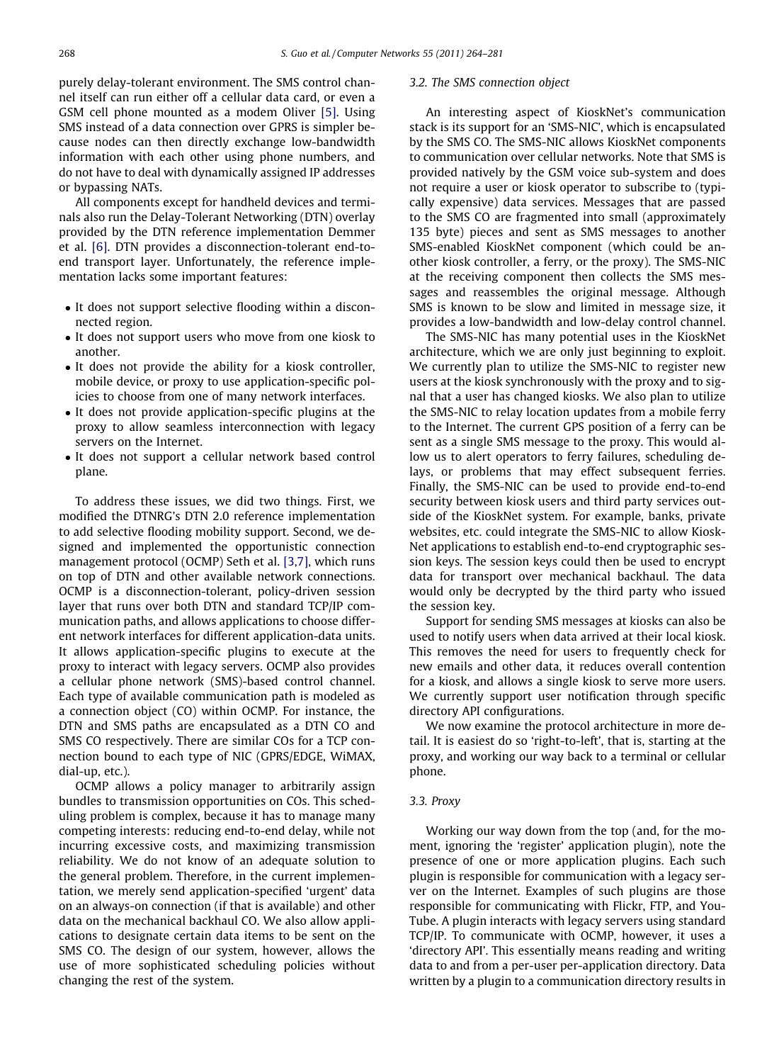purely delay-tolerant environment. The SMS control channel itself can run either off a cellular data card, or even a GSM cell phone mounted as a modem Oliver [5]. Using SMS instead of a data connection over GPRS is simpler because nodes can then directly exchange low-bandwidth information with each other using phone numbers, and do not have to deal with dynamically assigned IP addresses or bypassing NATs.

All components except for handheld devices and terminals also run the Delay-Tolerant Networking (DTN) overlay provided by the DTN reference implementation Demmer et al. [6]. DTN provides a disconnection-tolerant end-to-end transport layer. Unfortunately, the reference implementation lacks some important features:

- It does not support selective flooding within a disconnected region.
- It does not support users who move from one kiosk to another.
- It does not provide the ability for a kiosk controller, mobile device, or proxy to use application-specific policies to choose from one of many network interfaces.
- It does not provide application-specific plugins at the proxy to allow seamless interconnection with legacy servers on the Internet.
- It does not support a cellular network based control plane.

To address these issues, we did two things. First, we modified the DTNRG's DTN 2.0 reference implementation to add selective flooding mobility support. Second, we designed and implemented the opportunistic connection management protocol (OCMP) Seth et al. [3,7], which runs on top of DTN and other available network connections. OCMP is a disconnection-tolerant, policy-driven session layer that runs over both DTN and standard TCP/IP communication paths, and allows applications to choose different network interfaces for different application-data units. It allows application-specific plugins to execute at the proxy to interact with legacy servers. OCMP also provides a cellular phone network (SMS)-based control channel. Each type of available communication path is modeled as a connection object (CO) within OCMP. For instance, the DTN and SMS paths are encapsulated as a DTN CO and SMS CO respectively. There are similar COs for a TCP connection bound to each type of NIC (GPRS/EDGE, WiMAX, dial-up, etc.).

OCMP allows a policy manager to arbitrarily assign bundles to transmission opportunities on COs. This scheduling problem is complex, because it has to manage many competing interests: reducing end-to-end delay, while not incurring excessive costs, and maximizing transmission reliability. We do not know of an adequate solution to the general problem. Therefore, in the current implementation, we merely send application-specified 'urgent' data on an always-on connection (if that is available) and other data on the mechanical backhaul CO. We also allow applications to designate certain data items to be sent on the SMS CO. The design of our system, however, allows the use of more sophisticated scheduling policies without changing the rest of the system.

### 3.2. The SMS connection object

An interesting aspect of KioskNet's communication stack is its support for an 'SMS-NIC', which is encapsulated by the SMS CO. The SMS-NIC allows KioskNet components to communication over cellular networks. Note that SMS is provided natively by the GSM voice sub-system and does not require a user or kiosk operator to subscribe to (typically expensive) data services. Messages that are passed to the SMS CO are fragmented into small (approximately 135 byte) pieces and sent as SMS messages to another SMS-enabled KioskNet component (which could be another kiosk controller, a ferry, or the proxy). The SMS-NIC at the receiving component then collects the SMS messages and reassembles the original message. Although SMS is known to be slow and limited in message size, it provides a low-bandwidth and low-delay control channel.

The SMS-NIC has many potential uses in the KioskNet architecture, which we are only just beginning to exploit. We currently plan to utilize the SMS-NIC to register new users at the kiosk synchronously with the proxy and to signal that a user has changed kiosks. We also plan to utilize the SMS-NIC to relay location updates from a mobile ferry to the Internet. The current GPS position of a ferry can be sent as a single SMS message to the proxy. This would allow us to alert operators to ferry failures, scheduling delays, or problems that may effect subsequent ferries. Finally, the SMS-NIC can be used to provide end-to-end security between kiosk users and third party services outside of the KioskNet system. For example, banks, private websites, etc. could integrate the SMS-NIC to allow KioskNet applications to establish end-to-end cryptographic session keys. The session keys could then be used to encrypt data for transport over mechanical backhaul. The data would only be decrypted by the third party who issued the session key.

Support for sending SMS messages at kiosks can also be used to notify users when data arrived at their local kiosk. This removes the need for users to frequently check for new emails and other data, it reduces overall contention for a kiosk, and allows a single kiosk to serve more users. We currently support user notification through specific directory API configurations.

We now examine the protocol architecture in more detail. It is easiest do so 'right-to-left', that is, starting at the proxy, and working our way back to a terminal or cellular phone.

### 3.3. Proxy

Working our way down from the top (and, for the moment, ignoring the 'register' application plugin), note the presence of one or more application plugins. Each such plugin is responsible for communication with a legacy server on the Internet. Examples of such plugins are those responsible for communicating with Flickr, FTP, and YouTube. A plugin interacts with legacy servers using standard TCP/IP. To communicate with OCMP, however, it uses a 'directory API'. This essentially means reading and writing data to and from a per-user per-application directory. Data written by a plugin to a communication directory results in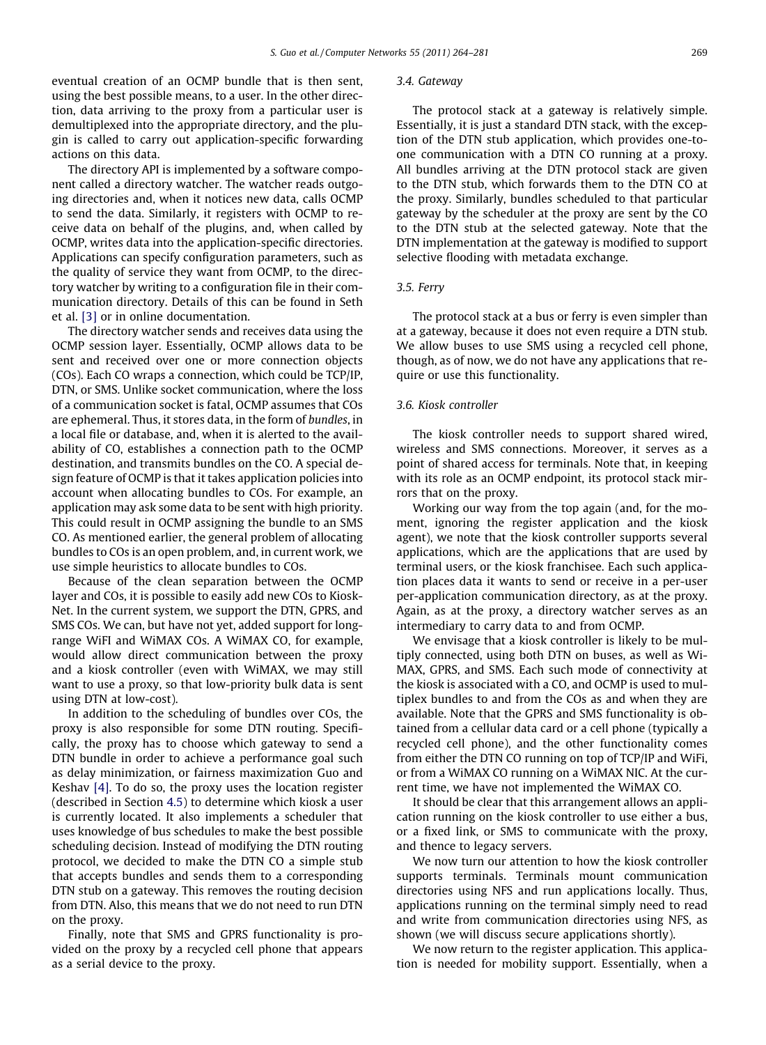eventual creation of an OCMP bundle that is then sent, using the best possible means, to a user. In the other direction, data arriving to the proxy from a particular user is demultiplexed into the appropriate directory, and the plugin is called to carry out application-specific forwarding actions on this data.

The directory API is implemented by a software component called a directory watcher. The watcher reads outgoing directories and, when it notices new data, calls OCMP to send the data. Similarly, it registers with OCMP to receive data on behalf of the plugins, and, when called by OCMP, writes data into the application-specific directories. Applications can specify configuration parameters, such as the quality of service they want from OCMP, to the directory watcher by writing to a configuration file in their communication directory. Details of this can be found in Seth et al. [3] or in online documentation.

The directory watcher sends and receives data using the OCMP session layer. Essentially, OCMP allows data to be sent and received over one or more connection objects (COs). Each CO wraps a connection, which could be TCP/IP, DTN, or SMS. Unlike socket communication, where the loss of a communication socket is fatal, OCMP assumes that COs are ephemeral. Thus, it stores data, in the form of *bundles*, in a local file or database, and, when it is alerted to the availability of CO, establishes a connection path to the OCMP destination, and transmits bundles on the CO. A special design feature of OCMP is that it takes application policies into account when allocating bundles to COs. For example, an application may ask some data to be sent with high priority. This could result in OCMP assigning the bundle to an SMS CO. As mentioned earlier, the general problem of allocating bundles to COs is an open problem, and, in current work, we use simple heuristics to allocate bundles to COs.

Because of the clean separation between the OCMP layer and COs, it is possible to easily add new COs to KioskNet. In the current system, we support the DTN, GPRS, and SMS COs. We can, but have not yet, added support for long-range WiFI and WiMAX COs. A WiMAX CO, for example, would allow direct communication between the proxy and a kiosk controller (even with WiMAX, we may still want to use a proxy, so that low-priority bulk data is sent using DTN at low-cost).

In addition to the scheduling of bundles over COs, the proxy is also responsible for some DTN routing. Specifically, the proxy has to choose which gateway to send a DTN bundle in order to achieve a performance goal such as delay minimization, or fairness maximization Guo and Keshav [4]. To do so, the proxy uses the location register (described in Section 4.5) to determine which kiosk a user is currently located. It also implements a scheduler that uses knowledge of bus schedules to make the best possible scheduling decision. Instead of modifying the DTN routing protocol, we decided to make the DTN CO a simple stub that accepts bundles and sends them to a corresponding DTN stub on a gateway. This removes the routing decision from DTN. Also, this means that we do not need to run DTN on the proxy.

Finally, note that SMS and GPRS functionality is provided on the proxy by a recycled cell phone that appears as a serial device to the proxy.

### 3.4. Gateway

The protocol stack at a gateway is relatively simple. Essentially, it is just a standard DTN stack, with the exception of the DTN stub application, which provides one-to-one communication with a DTN CO running at a proxy. All bundles arriving at the DTN protocol stack are given to the DTN stub, which forwards them to the DTN CO at the proxy. Similarly, bundles scheduled to that particular gateway by the scheduler at the proxy are sent by the CO to the DTN stub at the selected gateway. Note that the DTN implementation at the gateway is modified to support selective flooding with metadata exchange.

### 3.5. Ferry

The protocol stack at a bus or ferry is even simpler than at a gateway, because it does not even require a DTN stub. We allow buses to use SMS using a recycled cell phone, though, as of now, we do not have any applications that require or use this functionality.

### 3.6. Kiosk controller

The kiosk controller needs to support shared wired, wireless and SMS connections. Moreover, it serves as a point of shared access for terminals. Note that, in keeping with its role as an OCMP endpoint, its protocol stack mirrors that on the proxy.

Working our way from the top again (and, for the moment, ignoring the register application and the kiosk agent), we note that the kiosk controller supports several applications, which are the applications that are used by terminal users, or the kiosk franchisee. Each such application places data it wants to send or receive in a per-user per-application communication directory, as at the proxy. Again, as at the proxy, a directory watcher serves as an intermediary to carry data to and from OCMP.

We envisage that a kiosk controller is likely to be multiply connected, using both DTN on buses, as well as WiMAX, GPRS, and SMS. Each such mode of connectivity at the kiosk is associated with a CO, and OCMP is used to multiplex bundles to and from the COs as and when they are available. Note that the GPRS and SMS functionality is obtained from a cellular data card or a cell phone (typically a recycled cell phone), and the other functionality comes from either the DTN CO running on top of TCP/IP and WiFi, or from a WiMAX CO running on a WiMAX NIC. At the current time, we have not implemented the WiMAX CO.

It should be clear that this arrangement allows an application running on the kiosk controller to use either a bus, or a fixed link, or SMS to communicate with the proxy, and thence to legacy servers.

We now turn our attention to how the kiosk controller supports terminals. Terminals mount communication directories using NFS and run applications locally. Thus, applications running on the terminal simply need to read and write from communication directories using NFS, as shown (we will discuss secure applications shortly).

We now return to the register application. This application is needed for mobility support. Essentially, when a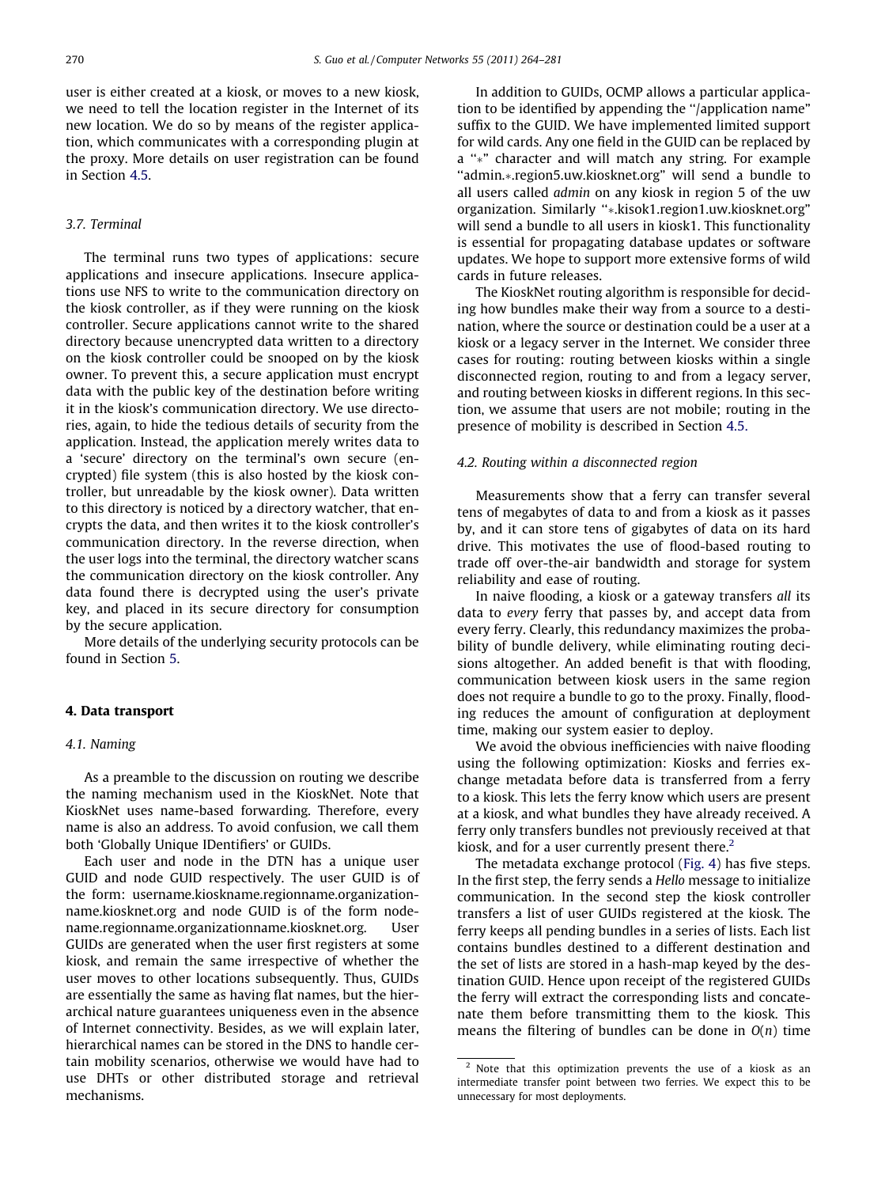user is either created at a kiosk, or moves to a new kiosk, we need to tell the location register in the Internet of its new location. We do so by means of the register application, which communicates with a corresponding plugin at the proxy. More details on user registration can be found in Section 4.5.

### 3.7. Terminal

The terminal runs two types of applications: secure applications and insecure applications. Insecure applications use NFS to write to the communication directory on the kiosk controller, as if they were running on the kiosk controller. Secure applications cannot write to the shared directory because unencrypted data written to a directory on the kiosk controller could be snooped on by the kiosk owner. To prevent this, a secure application must encrypt data with the public key of the destination before writing it in the kiosk's communication directory. We use directories, again, to hide the tedious details of security from the application. Instead, the application merely writes data to a 'secure' directory on the terminal's own secure (encrypted) file system (this is also hosted by the kiosk controller, but unreadable by the kiosk owner). Data written to this directory is noticed by a directory watcher, that encrypts the data, and then writes it to the kiosk controller's communication directory. In the reverse direction, when the user logs into the terminal, the directory watcher scans the communication directory on the kiosk controller. Any data found there is decrypted using the user's private key, and placed in its secure directory for consumption by the secure application.

More details of the underlying security protocols can be found in Section 5.

## 4. Data transport

### 4.1. Naming

As a preamble to the discussion on routing we describe the naming mechanism used in the KioskNet. Note that KioskNet uses name-based forwarding. Therefore, every name is also an address. To avoid confusion, we call them both 'Globally Unique IDentifiers' or GUIDs.

Each user and node in the DTN has a unique user GUID and node GUID respectively. The user GUID is of the form: username.kioskname.regionname.organizationname.kiosknet.org and node GUID is of the form nodename.regionname.organizationname.kiosknet.org. User GUIDs are generated when the user first registers at some kiosk, and remain the same irrespective of whether the user moves to other locations subsequently. Thus, GUIDs are essentially the same as having flat names, but the hierarchical nature guarantees uniqueness even in the absence of Internet connectivity. Besides, as we will explain later, hierarchical names can be stored in the DNS to handle certain mobility scenarios, otherwise we would have had to use DHTs or other distributed storage and retrieval mechanisms.

In addition to GUIDs, OCMP allows a particular application to be identified by appending the "/application name" suffix to the GUID. We have implemented limited support for wild cards. Any one field in the GUID can be replaced by a "*" character and will match any string. For example "admin.*.region5.uw.kiosknet.org" will send a bundle to all users called *admin* on any kiosk in region 5 of the uw organization. Similarly "*.kisok1.region1.uw.kiosknet.org" will send a bundle to all users in kiosk1. This functionality is essential for propagating database updates or software updates. We hope to support more extensive forms of wild cards in future releases.

The KioskNet routing algorithm is responsible for deciding how bundles make their way from a source to a destination, where the source or destination could be a user at a kiosk or a legacy server in the Internet. We consider three cases for routing: routing between kiosks within a single disconnected region, routing to and from a legacy server, and routing between kiosks in different regions. In this section, we assume that users are not mobile; routing in the presence of mobility is described in Section 4.5.

### 4.2. Routing within a disconnected region

Measurements show that a ferry can transfer several tens of megabytes of data to and from a kiosk as it passes by, and it can store tens of gigabytes of data on its hard drive. This motivates the use of flood-based routing to trade off over-the-air bandwidth and storage for system reliability and ease of routing.

In naive flooding, a kiosk or a gateway transfers *all* its data to *every* ferry that passes by, and accept data from every ferry. Clearly, this redundancy maximizes the probability of bundle delivery, while eliminating routing decisions altogether. An added benefit is that with flooding, communication between kiosk users in the same region does not require a bundle to go to the proxy. Finally, flooding reduces the amount of configuration at deployment time, making our system easier to deploy.

We avoid the obvious inefficiencies with naive flooding using the following optimization: Kiosks and ferries exchange metadata before data is transferred from a ferry to a kiosk. This lets the ferry know which users are present at a kiosk, and what bundles they have already received. A ferry only transfers bundles not previously received at that kiosk, and for a user currently present there.[2]

The metadata exchange protocol (Fig. 4) has five steps. In the first step, the ferry sends a *Hello* message to initialize communication. In the second step the kiosk controller transfers a list of user GUIDs registered at the kiosk. The ferry keeps all pending bundles in a series of lists. Each list contains bundles destined to a different destination and the set of lists are stored in a hash-map keyed by the destination GUID. Hence upon receipt of the registered GUIDs the ferry will extract the corresponding lists and concatenate them before transmitting them to the kiosk. This means the filtering of bundles can be done in $O(n)$ time

[2] Note that this optimization prevents the use of a kiosk as an intermediate transfer point between two ferries. We expect this to be unnecessary for most deployments.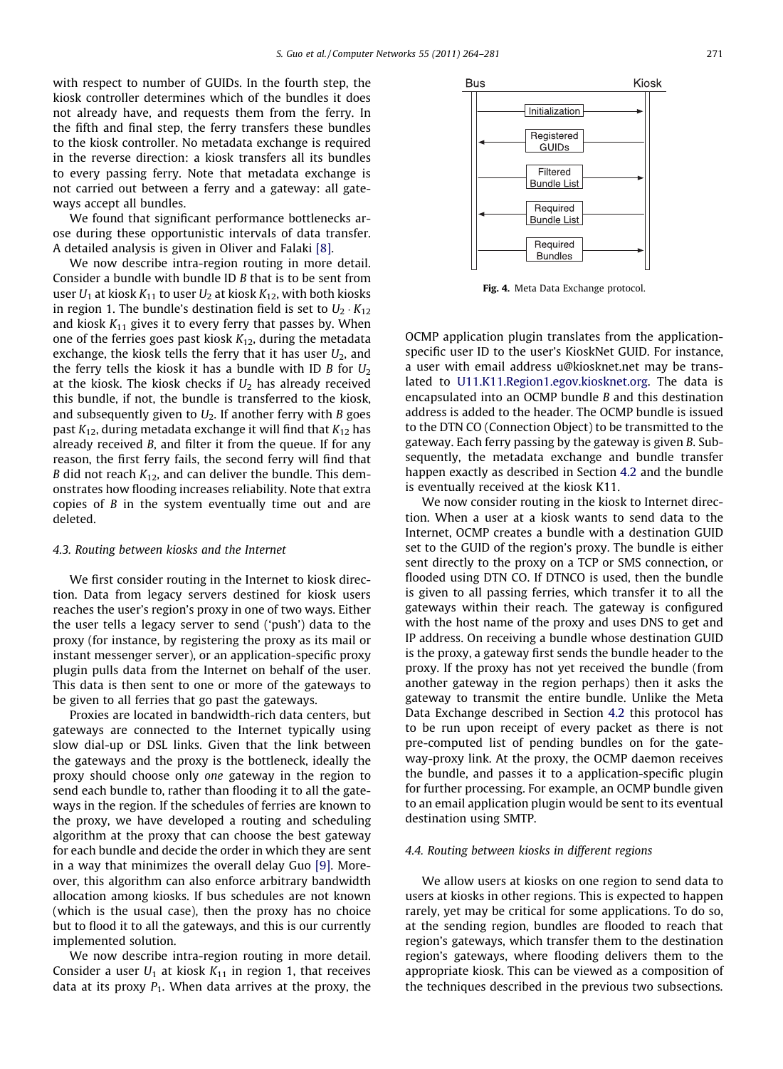with respect to number of GUIDs. In the fourth step, the kiosk controller determines which of the bundles it does not already have, and requests them from the ferry. In the fifth and final step, the ferry transfers these bundles to the kiosk controller. No metadata exchange is required in the reverse direction: a kiosk transfers all its bundles to every passing ferry. Note that metadata exchange is not carried out between a ferry and a gateway: all gateways accept all bundles.

We found that significant performance bottlenecks arose during these opportunistic intervals of data transfer. A detailed analysis is given in Oliver and Falaki [8].

We now describe intra-region routing in more detail. Consider a bundle with bundle ID *B* that is to be sent from user $U_1$ at kiosk $K_{11}$ to user $U_2$ at kiosk $K_{12}$, with both kiosks in region 1. The bundle's destination field is set to $U_2 \cdot K_{12}$ and kiosk $K_{11}$ gives it to every ferry that passes by. When one of the ferries goes past kiosk $K_{12}$, during the metadata exchange, the kiosk tells the ferry that it has user $U_2$, and the ferry tells the kiosk it has a bundle with ID *B* for $U_2$ at the kiosk. The kiosk checks if $U_2$ has already received this bundle, if not, the bundle is transferred to the kiosk, and subsequently given to $U_2$. If another ferry with *B* goes past $K_{12}$, during metadata exchange it will find that $K_{12}$ has already received *B*, and filter it from the queue. If for any reason, the first ferry fails, the second ferry will find that *B* did not reach $K_{12}$, and can deliver the bundle. This demonstrates how flooding increases reliability. Note that extra copies of *B* in the system eventually time out and are deleted.

### 4.3. Routing between kiosks and the Internet

We first consider routing in the Internet to kiosk direction. Data from legacy servers destined for kiosk users reaches the user's region's proxy in one of two ways. Either the user tells a legacy server to send ('push') data to the proxy (for instance, by registering the proxy as its mail or instant messenger server), or an application-specific proxy plugin pulls data from the Internet on behalf of the user. This data is then sent to one or more of the gateways to be given to all ferries that go past the gateways.

Proxies are located in bandwidth-rich data centers, but gateways are connected to the Internet typically using slow dial-up or DSL links. Given that the link between the gateways and the proxy is the bottleneck, ideally the proxy should choose only *one* gateway in the region to send each bundle to, rather than flooding it to all the gateways in the region. If the schedules of ferries are known to the proxy, we have developed a routing and scheduling algorithm at the proxy that can choose the best gateway for each bundle and decide the order in which they are sent in a way that minimizes the overall delay Guo [9]. Moreover, this algorithm can also enforce arbitrary bandwidth allocation among kiosks. If bus schedules are not known (which is the usual case), then the proxy has no choice but to flood it to all the gateways, and this is our currently implemented solution.

We now describe intra-region routing in more detail. Consider a user $U_1$ at kiosk $K_{11}$ in region 1, that receives data at its proxy $P_1$. When data arrives at the proxy, the OCMP application plugin translates from the application-specific user ID to the user's KioskNet GUID. For instance, a user with email address u@kiosknet.net may be translated to U11.K11.Region1.egov.kiosknet.org. The data is encapsulated into an OCMP bundle *B* and this destination address is added to the header. The OCMP bundle is issued to the DTN CO (Connection Object) to be transmitted to the gateway. Each ferry passing by the gateway is given *B*. Subsequently, the metadata exchange and bundle transfer happen exactly as described in Section 4.2 and the bundle is eventually received at the kiosk K11.

**Fig. 4.** Meta Data Exchange protocol.

We now consider routing in the kiosk to Internet direction. When a user at a kiosk wants to send data to the Internet, OCMP creates a bundle with a destination GUID set to the GUID of the region's proxy. The bundle is either sent directly to the proxy on a TCP or SMS connection, or flooded using DTN CO. If DTNCO is used, then the bundle is given to all passing ferries, which transfer it to all the gateways within their reach. The gateway is configured with the host name of the proxy and uses DNS to get and IP address. On receiving a bundle whose destination GUID is the proxy, a gateway first sends the bundle header to the proxy. If the proxy has not yet received the bundle (from another gateway in the region perhaps) then it asks the gateway to transmit the entire bundle. Unlike the Meta Data Exchange described in Section 4.2 this protocol has to be run upon receipt of every packet as there is not pre-computed list of pending bundles on for the gateway-proxy link. At the proxy, the OCMP daemon receives the bundle, and passes it to a application-specific plugin for further processing. For example, an OCMP bundle given to an email application plugin would be sent to its eventual destination using SMTP.

### 4.4. Routing between kiosks in different regions

We allow users at kiosks on one region to send data to users at kiosks in other regions. This is expected to happen rarely, yet may be critical for some applications. To do so, at the sending region, bundles are flooded to reach that region's gateways, which transfer them to the destination region's gateways, where flooding delivers them to the appropriate kiosk. This can be viewed as a composition of the techniques described in the previous two subsections.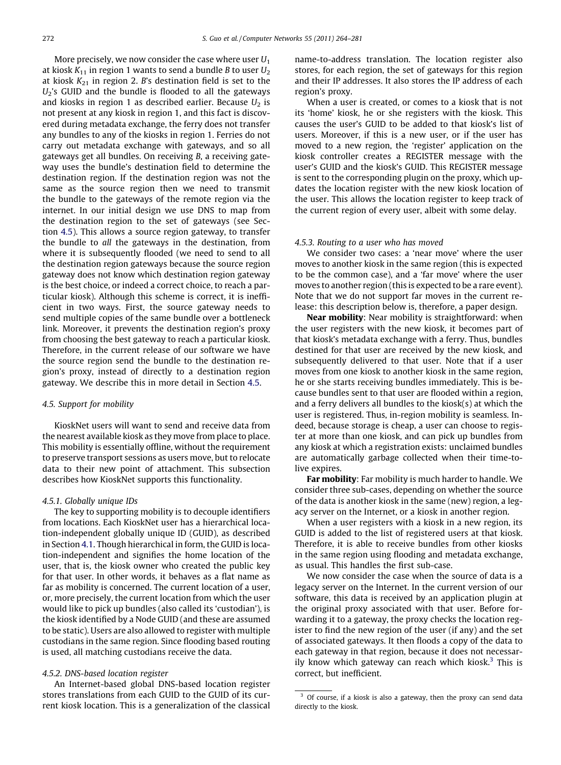More precisely, we now consider the case where user $U_1$ at kiosk $K_{11}$ in region 1 wants to send a bundle $B$ to user $U_2$ at kiosk $K_{21}$ in region 2. $B$'s destination field is set to the $U_2$'s GUID and the bundle is flooded to all the gateways and kiosks in region 1 as described earlier. Because $U_2$ is not present at any kiosk in region 1, and this fact is discovered during metadata exchange, the ferry does not transfer any bundles to any of the kiosks in region 1. Ferries do not carry out metadata exchange with gateways, and so all gateways get all bundles. On receiving $B$, a receiving gateway uses the bundle's destination field to determine the destination region. If the destination region was not the same as the source region then we need to transmit the bundle to the gateways of the remote region via the internet. In our initial design we use DNS to map from the destination region to the set of gateways (see Section 4.5). This allows a source region gateway, to transfer the bundle to *all* the gateways in the destination, from where it is subsequently flooded (we need to send to all the destination region gateways because the source region gateway does not know which destination region gateway is the best choice, or indeed a correct choice, to reach a particular kiosk). Although this scheme is correct, it is inefficient in two ways. First, the source gateway needs to send multiple copies of the same bundle over a bottleneck link. Moreover, it prevents the destination region's proxy from choosing the best gateway to reach a particular kiosk. Therefore, in the current release of our software we have the source region send the bundle to the destination region's proxy, instead of directly to a destination region gateway. We describe this in more detail in Section 4.5.

### 4.5. Support for mobility

KioskNet users will want to send and receive data from the nearest available kiosk as they move from place to place. This mobility is essentially offline, without the requirement to preserve transport sessions as users move, but to relocate data to their new point of attachment. This subsection describes how KioskNet supports this functionality.

#### 4.5.1. Globally unique IDs

The key to supporting mobility is to decouple identifiers from locations. Each KioskNet user has a hierarchical location-independent globally unique ID (GUID), as described in Section 4.1. Though hierarchical in form, the GUID is location-independent and signifies the home location of the user, that is, the kiosk owner who created the public key for that user. In other words, it behaves as a flat name as far as mobility is concerned. The current location of a user, or, more precisely, the current location from which the user would like to pick up bundles (also called its 'custodian'), is the kiosk identified by a Node GUID (and these are assumed to be static). Users are also allowed to register with multiple custodians in the same region. Since flooding based routing is used, all matching custodians receive the data.

#### 4.5.2. DNS-based location register

An Internet-based global DNS-based location register stores translations from each GUID to the GUID of its current kiosk location. This is a generalization of the classical name-to-address translation. The location register also stores, for each region, the set of gateways for this region and their IP addresses. It also stores the IP address of each region's proxy.

When a user is created, or comes to a kiosk that is not its 'home' kiosk, he or she registers with the kiosk. This causes the user's GUID to be added to that kiosk's list of users. Moreover, if this is a new user, or if the user has moved to a new region, the 'register' application on the kiosk controller creates a REGISTER message with the user's GUID and the kiosk's GUID. This REGISTER message is sent to the corresponding plugin on the proxy, which updates the location register with the new kiosk location of the user. This allows the location register to keep track of the current region of every user, albeit with some delay.

#### 4.5.3. Routing to a user who has moved

We consider two cases: a 'near move' where the user moves to another kiosk in the same region (this is expected to be the common case), and a 'far move' where the user moves to another region (this is expected to be a rare event). Note that we do not support far moves in the current release: this description below is, therefore, a paper design.

**Near mobility**: Near mobility is straightforward: when the user registers with the new kiosk, it becomes part of that kiosk's metadata exchange with a ferry. Thus, bundles destined for that user are received by the new kiosk, and subsequently delivered to that user. Note that if a user moves from one kiosk to another kiosk in the same region, he or she starts receiving bundles immediately. This is because bundles sent to that user are flooded within a region, and a ferry delivers all bundles to the kiosk(s) at which the user is registered. Thus, in-region mobility is seamless. Indeed, because storage is cheap, a user can choose to register at more than one kiosk, and can pick up bundles from any kiosk at which a registration exists: unclaimed bundles are automatically garbage collected when their time-to-live expires.

**Far mobility**: Far mobility is much harder to handle. We consider three sub-cases, depending on whether the source of the data is another kiosk in the same (new) region, a legacy server on the Internet, or a kiosk in another region.

When a user registers with a kiosk in a new region, its GUID is added to the list of registered users at that kiosk. Therefore, it is able to receive bundles from other kiosks in the same region using flooding and metadata exchange, as usual. This handles the first sub-case.

We now consider the case when the source of data is a legacy server on the Internet. In the current version of our software, this data is received by an application plugin at the original proxy associated with that user. Before forwarding it to a gateway, the proxy checks the location register to find the new region of the user (if any) and the set of associated gateways. It then floods a copy of the data to each gateway in that region, because it does not necessarily know which gateway can reach which kiosk.[3] This is correct, but inefficient.

[3] Of course, if a kiosk is also a gateway, then the proxy can send data directly to the kiosk.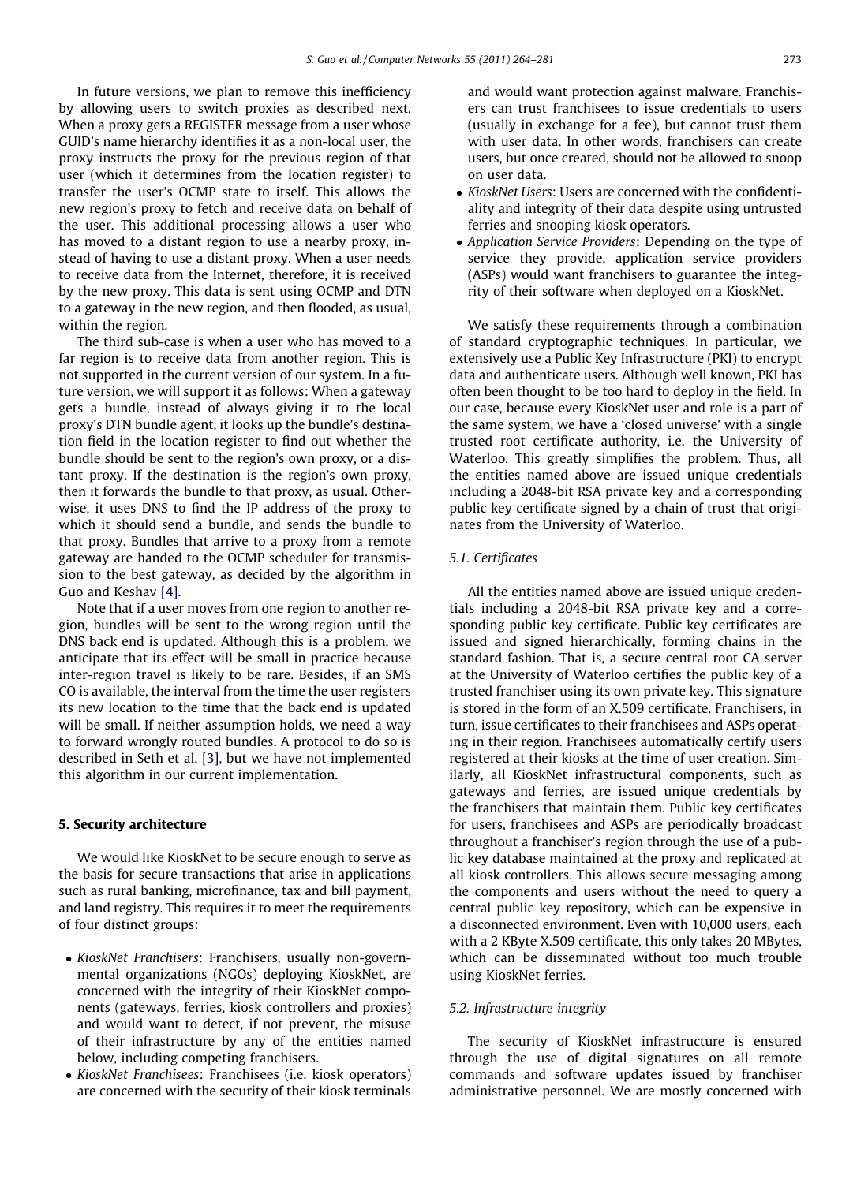In future versions, we plan to remove this inefficiency by allowing users to switch proxies as described next. When a proxy gets a REGISTER message from a user whose GUID's name hierarchy identifies it as a non-local user, the proxy instructs the proxy for the previous region of that user (which it determines from the location register) to transfer the user's OCMP state to itself. This allows the new region's proxy to fetch and receive data on behalf of the user. This additional processing allows a user who has moved to a distant region to use a nearby proxy, instead of having to use a distant proxy. When a user needs to receive data from the Internet, therefore, it is received by the new proxy. This data is sent using OCMP and DTN to a gateway in the new region, and then flooded, as usual, within the region.

The third sub-case is when a user who has moved to a far region is to receive data from another region. This is not supported in the current version of our system. In a future version, we will support it as follows: When a gateway gets a bundle, instead of always giving it to the local proxy's DTN bundle agent, it looks up the bundle's destination field in the location register to find out whether the bundle should be sent to the region's own proxy, or a distant proxy. If the destination is the region's own proxy, then it forwards the bundle to that proxy, as usual. Otherwise, it uses DNS to find the IP address of the proxy to which it should send a bundle, and sends the bundle to that proxy. Bundles that arrive to a proxy from a remote gateway are handed to the OCMP scheduler for transmission to the best gateway, as decided by the algorithm in Guo and Keshav [4].

Note that if a user moves from one region to another region, bundles will be sent to the wrong region until the DNS back end is updated. Although this is a problem, we anticipate that its effect will be small in practice because inter-region travel is likely to be rare. Besides, if an SMS CO is available, the interval from the time the user registers its new location to the time that the back end is updated will be small. If neither assumption holds, we need a way to forward wrongly routed bundles. A protocol to do so is described in Seth et al. [3], but we have not implemented this algorithm in our current implementation.

## 5. Security architecture

We would like KioskNet to be secure enough to serve as the basis for secure transactions that arise in applications such as rural banking, microfinance, tax and bill payment, and land registry. This requires it to meet the requirements of four distinct groups:

- *KioskNet Franchisers*: Franchisers, usually non-governmental organizations (NGOs) deploying KioskNet, are concerned with the integrity of their KioskNet components (gateways, ferries, kiosk controllers and proxies) and would want to detect, if not prevent, the misuse of their infrastructure by any of the entities named below, including competing franchisers.
- *KioskNet Franchisees*: Franchisees (i.e. kiosk operators) are concerned with the security of their kiosk terminals and would want protection against malware. Franchisers can trust franchisees to issue credentials to users (usually in exchange for a fee), but cannot trust them with user data. In other words, franchisers can create users, but once created, should not be allowed to snoop on user data.
- *KioskNet Users*: Users are concerned with the confidentiality and integrity of their data despite using untrusted ferries and snooping kiosk operators.
- *Application Service Providers*: Depending on the type of service they provide, application service providers (ASPs) would want franchisers to guarantee the integrity of their software when deployed on a KioskNet.

We satisfy these requirements through a combination of standard cryptographic techniques. In particular, we extensively use a Public Key Infrastructure (PKI) to encrypt data and authenticate users. Although well known, PKI has often been thought to be too hard to deploy in the field. In our case, because every KioskNet user and role is a part of the same system, we have a 'closed universe' with a single trusted root certificate authority, i.e. the University of Waterloo. This greatly simplifies the problem. Thus, all the entities named above are issued unique credentials including a 2048-bit RSA private key and a corresponding public key certificate signed by a chain of trust that originates from the University of Waterloo.

### 5.1. Certificates

All the entities named above are issued unique credentials including a 2048-bit RSA private key and a corresponding public key certificate. Public key certificates are issued and signed hierarchically, forming chains in the standard fashion. That is, a secure central root CA server at the University of Waterloo certifies the public key of a trusted franchiser using its own private key. This signature is stored in the form of an X.509 certificate. Franchisers, in turn, issue certificates to their franchisees and ASPs operating in their region. Franchisees automatically certify users registered at their kiosks at the time of user creation. Similarly, all KioskNet infrastructural components, such as gateways and ferries, are issued unique credentials by the franchisers that maintain them. Public key certificates for users, franchisees and ASPs are periodically broadcast throughout a franchiser's region through the use of a public key database maintained at the proxy and replicated at all kiosk controllers. This allows secure messaging among the components and users without the need to query a central public key repository, which can be expensive in a disconnected environment. Even with 10,000 users, each with a 2 KByte X.509 certificate, this only takes 20 MBytes, which can be disseminated without too much trouble using KioskNet ferries.

### 5.2. Infrastructure integrity

The security of KioskNet infrastructure is ensured through the use of digital signatures on all remote commands and software updates issued by franchiser administrative personnel. We are mostly concerned with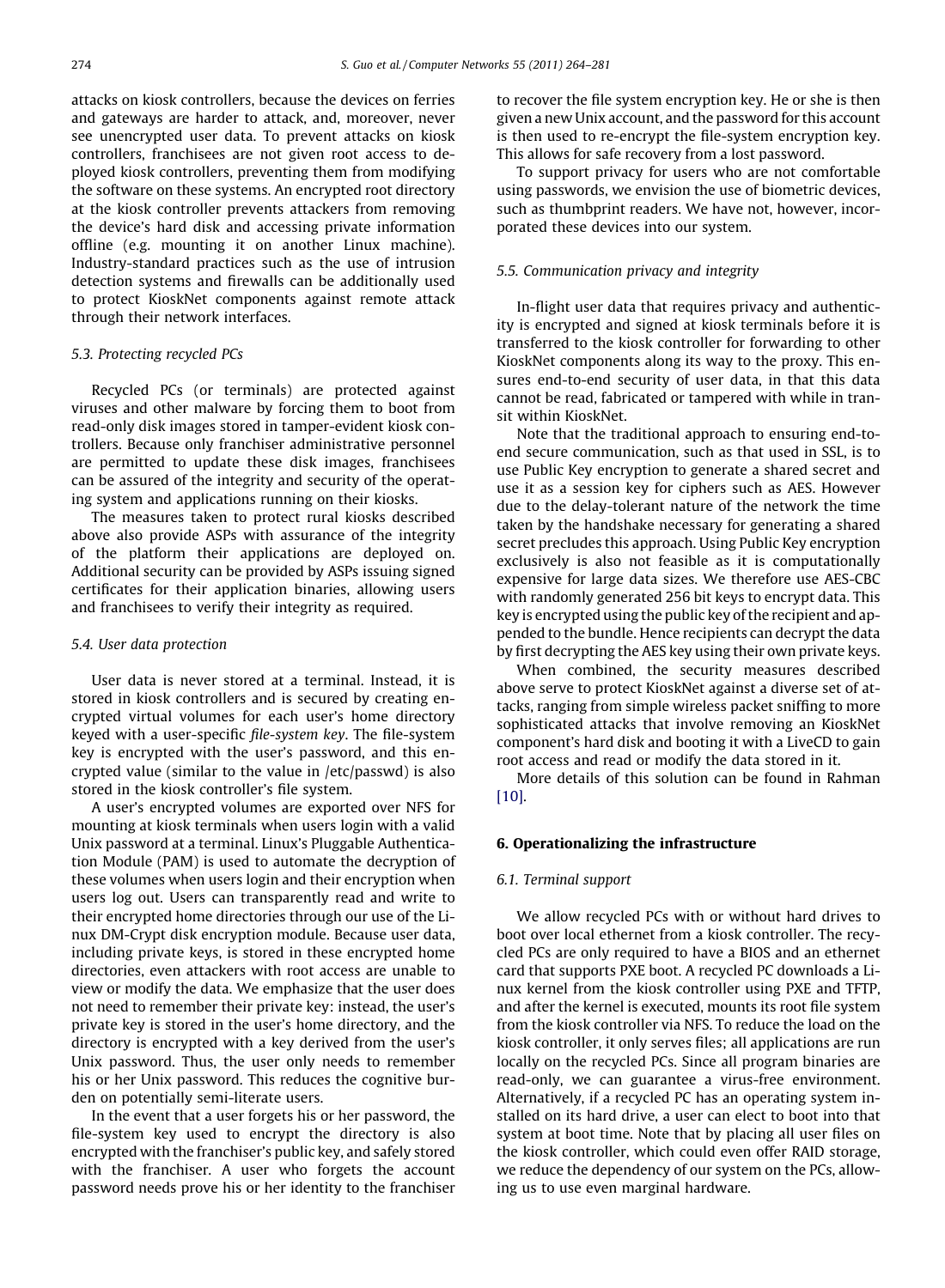attacks on kiosk controllers, because the devices on ferries and gateways are harder to attack, and, moreover, never see unencrypted user data. To prevent attacks on kiosk controllers, franchisees are not given root access to deployed kiosk controllers, preventing them from modifying the software on these systems. An encrypted root directory at the kiosk controller prevents attackers from removing the device's hard disk and accessing private information offline (e.g. mounting it on another Linux machine). Industry-standard practices such as the use of intrusion detection systems and firewalls can be additionally used to protect KioskNet components against remote attack through their network interfaces.

### 5.3. Protecting recycled PCs

Recycled PCs (or terminals) are protected against viruses and other malware by forcing them to boot from read-only disk images stored in tamper-evident kiosk controllers. Because only franchiser administrative personnel are permitted to update these disk images, franchisees can be assured of the integrity and security of the operating system and applications running on their kiosks.

The measures taken to protect rural kiosks described above also provide ASPs with assurance of the integrity of the platform their applications are deployed on. Additional security can be provided by ASPs issuing signed certificates for their application binaries, allowing users and franchisees to verify their integrity as required.

### 5.4. User data protection

User data is never stored at a terminal. Instead, it is stored in kiosk controllers and is secured by creating encrypted virtual volumes for each user's home directory keyed with a user-specific *file-system key*. The file-system key is encrypted with the user's password, and this encrypted value (similar to the value in /etc/passwd) is also stored in the kiosk controller's file system.

A user's encrypted volumes are exported over NFS for mounting at kiosk terminals when users login with a valid Unix password at a terminal. Linux's Pluggable Authentication Module (PAM) is used to automate the decryption of these volumes when users login and their encryption when users log out. Users can transparently read and write to their encrypted home directories through our use of the Linux DM-Crypt disk encryption module. Because user data, including private keys, is stored in these encrypted home directories, even attackers with root access are unable to view or modify the data. We emphasize that the user does not need to remember their private key: instead, the user's private key is stored in the user's home directory, and the directory is encrypted with a key derived from the user's Unix password. Thus, the user only needs to remember his or her Unix password. This reduces the cognitive burden on potentially semi-literate users.

In the event that a user forgets his or her password, the file-system key used to encrypt the directory is also encrypted with the franchiser's public key, and safely stored with the franchiser. A user who forgets the account password needs prove his or her identity to the franchiser to recover the file system encryption key. He or she is then given a new Unix account, and the password for this account is then used to re-encrypt the file-system encryption key. This allows for safe recovery from a lost password.

To support privacy for users who are not comfortable using passwords, we envision the use of biometric devices, such as thumbprint readers. We have not, however, incorporated these devices into our system.

### 5.5. Communication privacy and integrity

In-flight user data that requires privacy and authenticity is encrypted and signed at kiosk terminals before it is transferred to the kiosk controller for forwarding to other KioskNet components along its way to the proxy. This ensures end-to-end security of user data, in that this data cannot be read, fabricated or tampered with while in transit within KioskNet.

Note that the traditional approach to ensuring end-to-end secure communication, such as that used in SSL, is to use Public Key encryption to generate a shared secret and use it as a session key for ciphers such as AES. However due to the delay-tolerant nature of the network the time taken by the handshake necessary for generating a shared secret precludes this approach. Using Public Key encryption exclusively is also not feasible as it is computationally expensive for large data sizes. We therefore use AES-CBC with randomly generated 256 bit keys to encrypt data. This key is encrypted using the public key of the recipient and appended to the bundle. Hence recipients can decrypt the data by first decrypting the AES key using their own private keys.

When combined, the security measures described above serve to protect KioskNet against a diverse set of attacks, ranging from simple wireless packet sniffing to more sophisticated attacks that involve removing an KioskNet component's hard disk and booting it with a LiveCD to gain root access and read or modify the data stored in it.

More details of this solution can be found in Rahman [10].

## 6. Operationalizing the infrastructure

### 6.1. Terminal support

We allow recycled PCs with or without hard drives to boot over local ethernet from a kiosk controller. The recycled PCs are only required to have a BIOS and an ethernet card that supports PXE boot. A recycled PC downloads a Linux kernel from the kiosk controller using PXE and TFTP, and after the kernel is executed, mounts its root file system from the kiosk controller via NFS. To reduce the load on the kiosk controller, it only serves files; all applications are run locally on the recycled PCs. Since all program binaries are read-only, we can guarantee a virus-free environment. Alternatively, if a recycled PC has an operating system installed on its hard drive, a user can elect to boot into that system at boot time. Note that by placing all user files on the kiosk controller, which could even offer RAID storage, we reduce the dependency of our system on the PCs, allowing us to use even marginal hardware.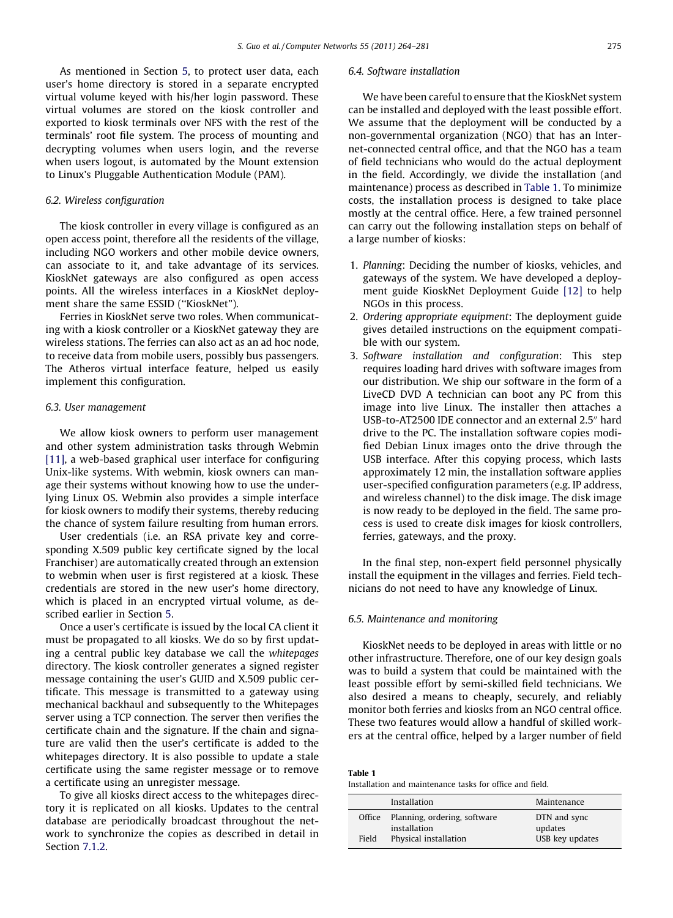As mentioned in Section 5, to protect user data, each user's home directory is stored in a separate encrypted virtual volume keyed with his/her login password. These virtual volumes are stored on the kiosk controller and exported to kiosk terminals over NFS with the rest of the terminals' root file system. The process of mounting and decrypting volumes when users login, and the reverse when users logout, is automated by the Mount extension to Linux's Pluggable Authentication Module (PAM).

### 6.2. Wireless configuration

The kiosk controller in every village is configured as an open access point, therefore all the residents of the village, including NGO workers and other mobile device owners, can associate to it, and take advantage of its services. KioskNet gateways are also configured as open access points. All the wireless interfaces in a KioskNet deployment share the same ESSID (''KioskNet'').

Ferries in KioskNet serve two roles. When communicating with a kiosk controller or a KioskNet gateway they are wireless stations. The ferries can also act as an ad hoc node, to receive data from mobile users, possibly bus passengers. The Atheros virtual interface feature, helped us easily implement this configuration.

### 6.3. User management

We allow kiosk owners to perform user management and other system administration tasks through Webmin [11], a web-based graphical user interface for configuring Unix-like systems. With webmin, kiosk owners can manage their systems without knowing how to use the underlying Linux OS. Webmin also provides a simple interface for kiosk owners to modify their systems, thereby reducing the chance of system failure resulting from human errors.

User credentials (i.e. an RSA private key and corresponding X.509 public key certificate signed by the local Franchiser) are automatically created through an extension to webmin when user is first registered at a kiosk. These credentials are stored in the new user's home directory, which is placed in an encrypted virtual volume, as described earlier in Section 5.

Once a user's certificate is issued by the local CA client it must be propagated to all kiosks. We do so by first updating a central public key database we call the *whitepages* directory. The kiosk controller generates a signed register message containing the user's GUID and X.509 public certificate. This message is transmitted to a gateway using mechanical backhaul and subsequently to the Whitepages server using a TCP connection. The server then verifies the certificate chain and the signature. If the chain and signature are valid then the user's certificate is added to the whitepages directory. It is also possible to update a stale certificate using the same register message or to remove a certificate using an unregister message.

To give all kiosks direct access to the whitepages directory it is replicated on all kiosks. Updates to the central database are periodically broadcast throughout the network to synchronize the copies as described in detail in Section 7.1.2.

### 6.4. Software installation

We have been careful to ensure that the KioskNet system can be installed and deployed with the least possible effort. We assume that the deployment will be conducted by a non-governmental organization (NGO) that has an Internet-connected central office, and that the NGO has a team of field technicians who would do the actual deployment in the field. Accordingly, we divide the installation (and maintenance) process as described in Table 1. To minimize costs, the installation process is designed to take place mostly at the central office. Here, a few trained personnel can carry out the following installation steps on behalf of a large number of kiosks:

1. *Planning*: Deciding the number of kiosks, vehicles, and gateways of the system. We have developed a deployment guide KioskNet Deployment Guide [12] to help NGOs in this process.
2. *Ordering appropriate equipment*: The deployment guide gives detailed instructions on the equipment compatible with our system.
3. *Software installation and configuration*: This step requires loading hard drives with software images from our distribution. We ship our software in the form of a LiveCD DVD A technician can boot any PC from this image into live Linux. The installer then attaches a USB-to-AT2500 IDE connector and an external 2.5″ hard drive to the PC. The installation software copies modified Debian Linux images onto the drive through the USB interface. After this copying process, which lasts approximately 12 min, the installation software applies user-specified configuration parameters (e.g. IP address, and wireless channel) to the disk image. The disk image is now ready to be deployed in the field. The same process is used to create disk images for kiosk controllers, ferries, gateways, and the proxy.

In the final step, non-expert field personnel physically install the equipment in the villages and ferries. Field technicians do not need to have any knowledge of Linux.

### 6.5. Maintenance and monitoring

KioskNet needs to be deployed in areas with little or no other infrastructure. Therefore, one of our key design goals was to build a system that could be maintained with the least possible effort by semi-skilled field technicians. We also desired a means to cheaply, securely, and reliably monitor both ferries and kiosks from an NGO central office. These two features would allow a handful of skilled workers at the central office, helped by a larger number of field

**Table 1**
Installation and maintenance tasks for office and field.

| | Installation | Maintenance |
|---|---|---|
| Office | Planning, ordering, software installation | DTN and sync updates |
| Field | Physical installation | USB key updates |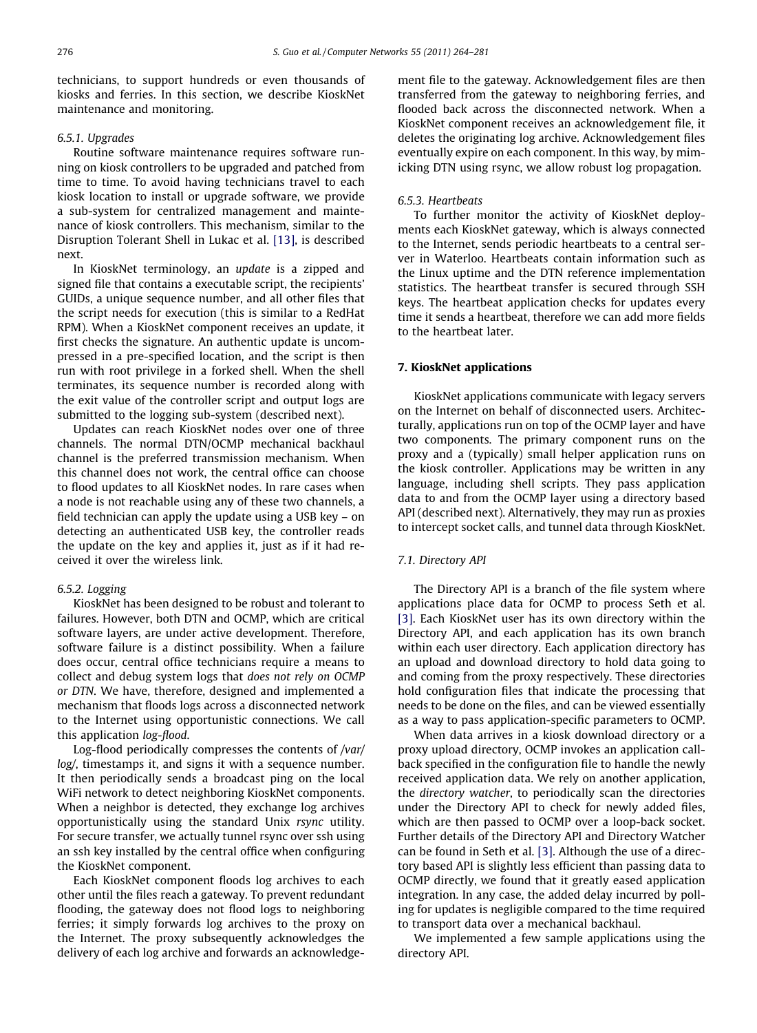technicians, to support hundreds or even thousands of kiosks and ferries. In this section, we describe KioskNet maintenance and monitoring.

#### 6.5.1. Upgrades

Routine software maintenance requires software running on kiosk controllers to be upgraded and patched from time to time. To avoid having technicians travel to each kiosk location to install or upgrade software, we provide a sub-system for centralized management and maintenance of kiosk controllers. This mechanism, similar to the Disruption Tolerant Shell in Lukac et al. [13], is described next.

In KioskNet terminology, an *update* is a zipped and signed file that contains a executable script, the recipients' GUIDs, a unique sequence number, and all other files that the script needs for execution (this is similar to a RedHat RPM). When a KioskNet component receives an update, it first checks the signature. An authentic update is uncompressed in a pre-specified location, and the script is then run with root privilege in a forked shell. When the shell terminates, its sequence number is recorded along with the exit value of the controller script and output logs are submitted to the logging sub-system (described next).

Updates can reach KioskNet nodes over one of three channels. The normal DTN/OCMP mechanical backhaul channel is the preferred transmission mechanism. When this channel does not work, the central office can choose to flood updates to all KioskNet nodes. In rare cases when a node is not reachable using any of these two channels, a field technician can apply the update using a USB key – on detecting an authenticated USB key, the controller reads the update on the key and applies it, just as if it had received it over the wireless link.

#### 6.5.2. Logging

KioskNet has been designed to be robust and tolerant to failures. However, both DTN and OCMP, which are critical software layers, are under active development. Therefore, software failure is a distinct possibility. When a failure does occur, central office technicians require a means to collect and debug system logs that *does not rely on OCMP or DTN*. We have, therefore, designed and implemented a mechanism that floods logs across a disconnected network to the Internet using opportunistic connections. We call this application *log-flood*.

Log-flood periodically compresses the contents of */var/log/*, timestamps it, and signs it with a sequence number. It then periodically sends a broadcast ping on the local WiFi network to detect neighboring KioskNet components. When a neighbor is detected, they exchange log archives opportunistically using the standard Unix *rsync* utility. For secure transfer, we actually tunnel rsync over ssh using an ssh key installed by the central office when configuring the KioskNet component.

Each KioskNet component floods log archives to each other until the files reach a gateway. To prevent redundant flooding, the gateway does not flood logs to neighboring ferries; it simply forwards log archives to the proxy on the Internet. The proxy subsequently acknowledges the delivery of each log archive and forwards an acknowledgement file to the gateway. Acknowledgement files are then transferred from the gateway to neighboring ferries, and flooded back across the disconnected network. When a KioskNet component receives an acknowledgement file, it deletes the originating log archive. Acknowledgement files eventually expire on each component. In this way, by mimicking DTN using rsync, we allow robust log propagation.

#### 6.5.3. Heartbeats

To further monitor the activity of KioskNet deployments each KioskNet gateway, which is always connected to the Internet, sends periodic heartbeats to a central server in Waterloo. Heartbeats contain information such as the Linux uptime and the DTN reference implementation statistics. The heartbeat transfer is secured through SSH keys. The heartbeat application checks for updates every time it sends a heartbeat, therefore we can add more fields to the heartbeat later.

## 7. KioskNet applications

KioskNet applications communicate with legacy servers on the Internet on behalf of disconnected users. Architecturally, applications run on top of the OCMP layer and have two components. The primary component runs on the proxy and a (typically) small helper application runs on the kiosk controller. Applications may be written in any language, including shell scripts. They pass application data to and from the OCMP layer using a directory based API (described next). Alternatively, they may run as proxies to intercept socket calls, and tunnel data through KioskNet.

### 7.1. Directory API

The Directory API is a branch of the file system where applications place data for OCMP to process Seth et al. [3]. Each KioskNet user has its own directory within the Directory API, and each application has its own branch within each user directory. Each application directory has an upload and download directory to hold data going to and coming from the proxy respectively. These directories hold configuration files that indicate the processing that needs to be done on the files, and can be viewed essentially as a way to pass application-specific parameters to OCMP.

When data arrives in a kiosk download directory or a proxy upload directory, OCMP invokes an application callback specified in the configuration file to handle the newly received application data. We rely on another application, the *directory watcher*, to periodically scan the directories under the Directory API to check for newly added files, which are then passed to OCMP over a loop-back socket. Further details of the Directory API and Directory Watcher can be found in Seth et al. [3]. Although the use of a directory based API is slightly less efficient than passing data to OCMP directly, we found that it greatly eased application integration. In any case, the added delay incurred by polling for updates is negligible compared to the time required to transport data over a mechanical backhaul.

We implemented a few sample applications using the directory API.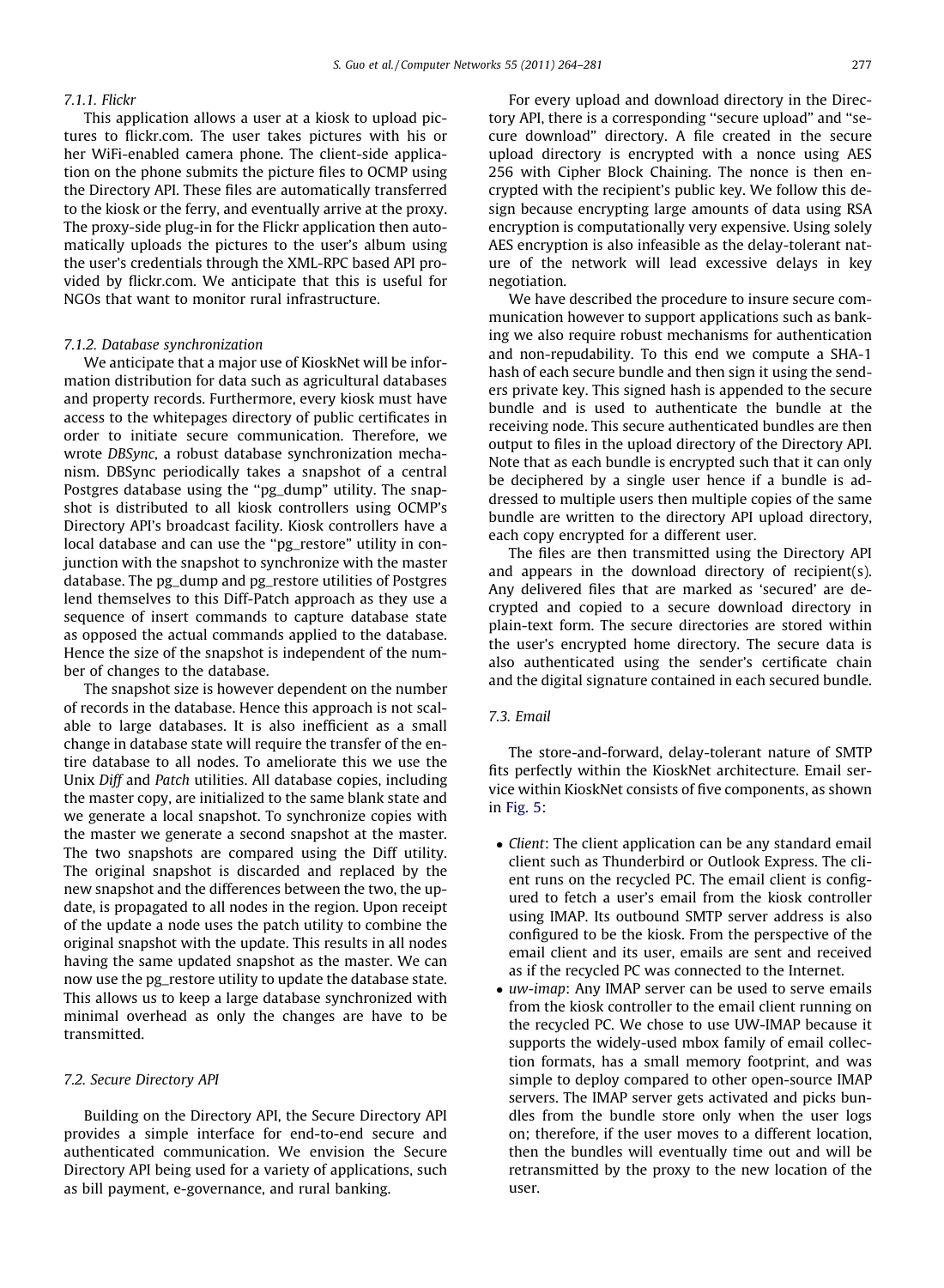#### 7.1.1. Flickr

This application allows a user at a kiosk to upload pictures to flickr.com. The user takes pictures with his or her WiFi-enabled camera phone. The client-side application on the phone submits the picture files to OCMP using the Directory API. These files are automatically transferred to the kiosk or the ferry, and eventually arrive at the proxy. The proxy-side plug-in for the Flickr application then automatically uploads the pictures to the user's album using the user's credentials through the XML-RPC based API provided by flickr.com. We anticipate that this is useful for NGOs that want to monitor rural infrastructure.

#### 7.1.2. Database synchronization

We anticipate that a major use of KioskNet will be information distribution for data such as agricultural databases and property records. Furthermore, every kiosk must have access to the whitepages directory of public certificates in order to initiate secure communication. Therefore, we wrote *DBSync*, a robust database synchronization mechanism. DBSync periodically takes a snapshot of a central Postgres database using the "pg_dump" utility. The snapshot is distributed to all kiosk controllers using OCMP's Directory API's broadcast facility. Kiosk controllers have a local database and can use the "pg_restore" utility in conjunction with the snapshot to synchronize with the master database. The pg_dump and pg_restore utilities of Postgres lend themselves to this Diff-Patch approach as they use a sequence of insert commands to capture database state as opposed the actual commands applied to the database. Hence the size of the snapshot is independent of the number of changes to the database.

The snapshot size is however dependent on the number of records in the database. Hence this approach is not scalable to large databases. It is also inefficient as a small change in database state will require the transfer of the entire database to all nodes. To ameliorate this we use the Unix *Diff* and *Patch* utilities. All database copies, including the master copy, are initialized to the same blank state and we generate a local snapshot. To synchronize copies with the master we generate a second snapshot at the master. The two snapshots are compared using the Diff utility. The original snapshot is discarded and replaced by the new snapshot and the differences between the two, the update, is propagated to all nodes in the region. Upon receipt of the update a node uses the patch utility to combine the original snapshot with the update. This results in all nodes having the same updated snapshot as the master. We can now use the pg_restore utility to update the database state. This allows us to keep a large database synchronized with minimal overhead as only the changes are have to be transmitted.

### 7.2. Secure Directory API

Building on the Directory API, the Secure Directory API provides a simple interface for end-to-end secure and authenticated communication. We envision the Secure Directory API being used for a variety of applications, such as bill payment, e-governance, and rural banking.

For every upload and download directory in the Directory API, there is a corresponding "secure upload" and "secure download" directory. A file created in the secure upload directory is encrypted with a nonce using AES 256 with Cipher Block Chaining. The nonce is then encrypted with the recipient's public key. We follow this design because encrypting large amounts of data using RSA encryption is computationally very expensive. Using solely AES encryption is also infeasible as the delay-tolerant nature of the network will lead excessive delays in key negotiation.

We have described the procedure to insure secure communication however to support applications such as banking we also require robust mechanisms for authentication and non-repudability. To this end we compute a SHA-1 hash of each secure bundle and then sign it using the senders private key. This signed hash is appended to the secure bundle and is used to authenticate the bundle at the receiving node. This secure authenticated bundles are then output to files in the upload directory of the Directory API. Note that as each bundle is encrypted such that it can only be deciphered by a single user hence if a bundle is addressed to multiple users then multiple copies of the same bundle are written to the directory API upload directory, each copy encrypted for a different user.

The files are then transmitted using the Directory API and appears in the download directory of recipient(s). Any delivered files that are marked as 'secured' are decrypted and copied to a secure download directory in plain-text form. The secure directories are stored within the user's encrypted home directory. The secure data is also authenticated using the sender's certificate chain and the digital signature contained in each secured bundle.

### 7.3. Email

The store-and-forward, delay-tolerant nature of SMTP fits perfectly within the KioskNet architecture. Email service within KioskNet consists of five components, as shown in Fig. 5:

- *Client*: The client application can be any standard email client such as Thunderbird or Outlook Express. The client runs on the recycled PC. The email client is configured to fetch a user's email from the kiosk controller using IMAP. Its outbound SMTP server address is also configured to be the kiosk. From the perspective of the email client and its user, emails are sent and received as if the recycled PC was connected to the Internet.
- *uw-imap*: Any IMAP server can be used to serve emails from the kiosk controller to the email client running on the recycled PC. We chose to use UW-IMAP because it supports the widely-used mbox family of email collection formats, has a small memory footprint, and was simple to deploy compared to other open-source IMAP servers. The IMAP server gets activated and picks bundles from the bundle store only when the user logs on; therefore, if the user moves to a different location, then the bundles will eventually time out and will be retransmitted by the proxy to the new location of the user.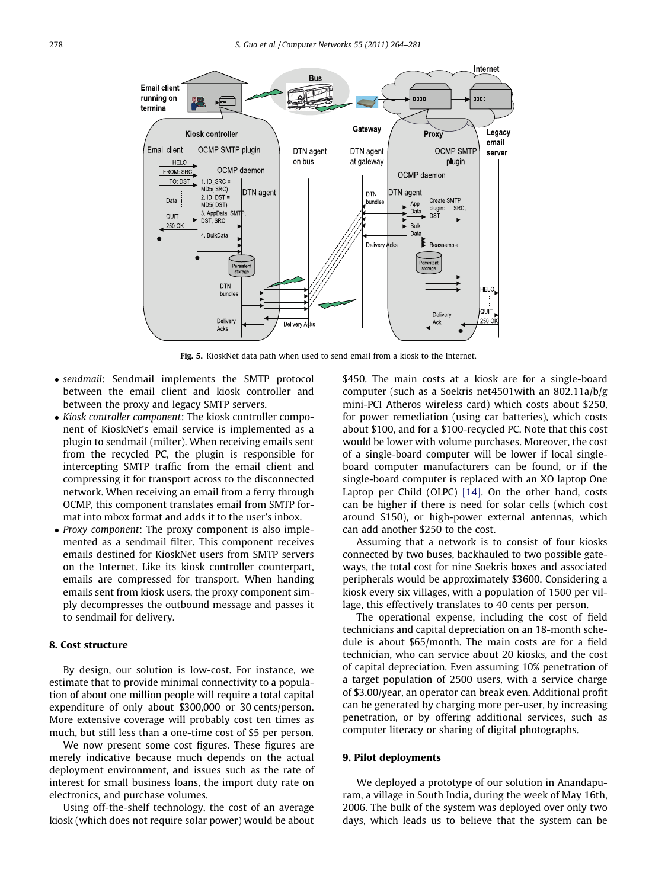Fig. 5. KioskNet data path when used to send email from a kiosk to the Internet.

- *sendmail*: Sendmail implements the SMTP protocol between the email client and kiosk controller and between the proxy and legacy SMTP servers.
- *Kiosk controller component*: The kiosk controller component of KioskNet's email service is implemented as a plugin to sendmail (milter). When receiving emails sent from the recycled PC, the plugin is responsible for intercepting SMTP traffic from the email client and compressing it for transport across to the disconnected network. When receiving an email from a ferry through OCMP, this component translates email from SMTP format into mbox format and adds it to the user's inbox.
- *Proxy component*: The proxy component is also implemented as a sendmail filter. This component receives emails destined for KioskNet users from SMTP servers on the Internet. Like its kiosk controller counterpart, emails are compressed for transport. When handing emails sent from kiosk users, the proxy component simply decompresses the outbound message and passes it to sendmail for delivery.

## 8. Cost structure

By design, our solution is low-cost. For instance, we estimate that to provide minimal connectivity to a population of about one million people will require a total capital expenditure of only about $300,000 or 30 cents/person. More extensive coverage will probably cost ten times as much, but still less than a one-time cost of $5 per person.

We now present some cost figures. These figures are merely indicative because much depends on the actual deployment environment, and issues such as the rate of interest for small business loans, the import duty rate on electronics, and purchase volumes.

Using off-the-shelf technology, the cost of an average kiosk (which does not require solar power) would be about $450. The main costs at a kiosk are for a single-board computer (such as a Soekris net4501with an 802.11a/b/g mini-PCI Atheros wireless card) which costs about $250, for power remediation (using car batteries), which costs about $100, and for a $100-recycled PC. Note that this cost would be lower with volume purchases. Moreover, the cost of a single-board computer will be lower if local single-board computer manufacturers can be found, or if the single-board computer is replaced with an XO laptop One Laptop per Child (OLPC) [14]. On the other hand, costs can be higher if there is need for solar cells (which cost around $150), or high-power external antennas, which can add another $250 to the cost.

Assuming that a network is to consist of four kiosks connected by two buses, backhauled to two possible gateways, the total cost for nine Soekris boxes and associated peripherals would be approximately $3600. Considering a kiosk every six villages, with a population of 1500 per village, this effectively translates to 40 cents per person.

The operational expense, including the cost of field technicians and capital depreciation on an 18-month schedule is about $65/month. The main costs are for a field technician, who can service about 20 kiosks, and the cost of capital depreciation. Even assuming 10% penetration of a target population of 2500 users, with a service charge of $3.00/year, an operator can break even. Additional profit can be generated by charging more per-user, by increasing penetration, or by offering additional services, such as computer literacy or sharing of digital photographs.

## 9. Pilot deployments

We deployed a prototype of our solution in Anandapuram, a village in South India, during the week of May 16th, 2006. The bulk of the system was deployed over only two days, which leads us to believe that the system can be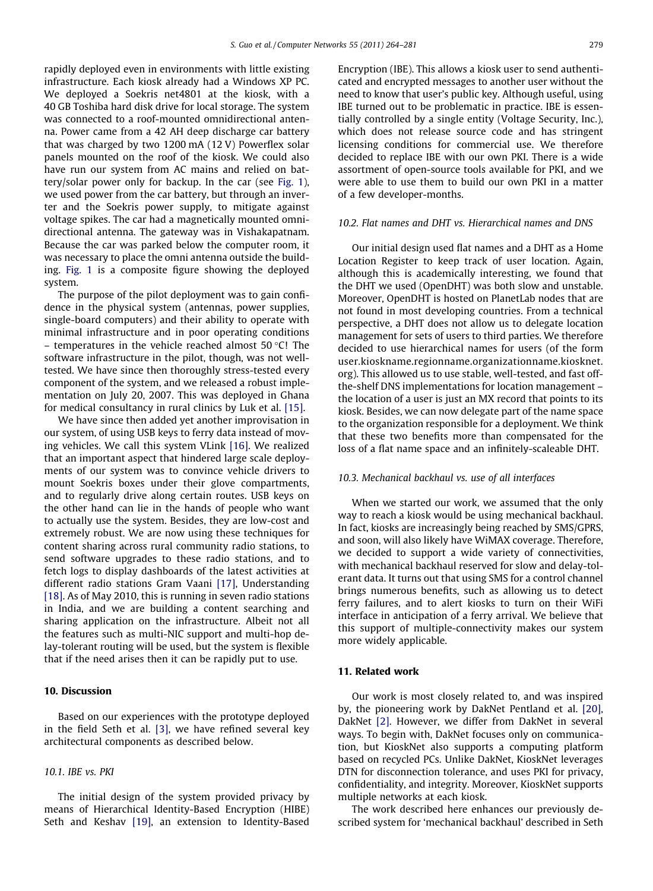rapidly deployed even in environments with little existing infrastructure. Each kiosk already had a Windows XP PC. We deployed a Soekris net4801 at the kiosk, with a 40 GB Toshiba hard disk drive for local storage. The system was connected to a roof-mounted omnidirectional antenna. Power came from a 42 AH deep discharge car battery that was charged by two 1200 mA (12 V) Powerflex solar panels mounted on the roof of the kiosk. We could also have run our system from AC mains and relied on battery/solar power only for backup. In the car (see Fig. 1), we used power from the car battery, but through an inverter and the Soekris power supply, to mitigate against voltage spikes. The car had a magnetically mounted omnidirectional antenna. The gateway was in Vishakapatnam. Because the car was parked below the computer room, it was necessary to place the omni antenna outside the building. Fig. 1 is a composite figure showing the deployed system.

The purpose of the pilot deployment was to gain confidence in the physical system (antennas, power supplies, single-board computers) and their ability to operate with minimal infrastructure and in poor operating conditions – temperatures in the vehicle reached almost 50 °C! The software infrastructure in the pilot, though, was not well-tested. We have since then thoroughly stress-tested every component of the system, and we released a robust implementation on July 20, 2007. This was deployed in Ghana for medical consultancy in rural clinics by Luk et al. [15].

We have since then added yet another improvisation in our system, of using USB keys to ferry data instead of moving vehicles. We call this system VLink [16]. We realized that an important aspect that hindered large scale deployments of our system was to convince vehicle drivers to mount Soekris boxes under their glove compartments, and to regularly drive along certain routes. USB keys on the other hand can lie in the hands of people who want to actually use the system. Besides, they are low-cost and extremely robust. We are now using these techniques for content sharing across rural community radio stations, to send software upgrades to these radio stations, and to fetch logs to display dashboards of the latest activities at different radio stations Gram Vaani [17], Understanding [18]. As of May 2010, this is running in seven radio stations in India, and we are building a content searching and sharing application on the infrastructure. Albeit not all the features such as multi-NIC support and multi-hop delay-tolerant routing will be used, but the system is flexible that if the need arises then it can be rapidly put to use.

## 10. Discussion

Based on our experiences with the prototype deployed in the field Seth et al. [3], we have refined several key architectural components as described below.

### 10.1. IBE vs. PKI

The initial design of the system provided privacy by means of Hierarchical Identity-Based Encryption (HIBE) Seth and Keshav [19], an extension to Identity-Based Encryption (IBE). This allows a kiosk user to send authenticated and encrypted messages to another user without the need to know that user's public key. Although useful, using IBE turned out to be problematic in practice. IBE is essentially controlled by a single entity (Voltage Security, Inc.), which does not release source code and has stringent licensing conditions for commercial use. We therefore decided to replace IBE with our own PKI. There is a wide assortment of open-source tools available for PKI, and we were able to use them to build our own PKI in a matter of a few developer-months.

### 10.2. Flat names and DHT vs. Hierarchical names and DNS

Our initial design used flat names and a DHT as a Home Location Register to keep track of user location. Again, although this is academically interesting, we found that the DHT we used (OpenDHT) was both slow and unstable. Moreover, OpenDHT is hosted on PlanetLab nodes that are not found in most developing countries. From a technical perspective, a DHT does not allow us to delegate location management for sets of users to third parties. We therefore decided to use hierarchical names for users (of the form user.kioskname.regionname.organizationname.kiosknet.org). This allowed us to use stable, well-tested, and fast off-the-shelf DNS implementations for location management – the location of a user is just an MX record that points to its kiosk. Besides, we can now delegate part of the name space to the organization responsible for a deployment. We think that these two benefits more than compensated for the loss of a flat name space and an infinitely-scaleable DHT.

### 10.3. Mechanical backhaul vs. use of all interfaces

When we started our work, we assumed that the only way to reach a kiosk would be using mechanical backhaul. In fact, kiosks are increasingly being reached by SMS/GPRS, and soon, will also likely have WiMAX coverage. Therefore, we decided to support a wide variety of connectivities, with mechanical backhaul reserved for slow and delay-tolerant data. It turns out that using SMS for a control channel brings numerous benefits, such as allowing us to detect ferry failures, and to alert kiosks to turn on their WiFi interface in anticipation of a ferry arrival. We believe that this support of multiple-connectivity makes our system more widely applicable.

## 11. Related work

Our work is most closely related to, and was inspired by, the pioneering work by DakNet Pentland et al. [20], DakNet [2]. However, we differ from DakNet in several ways. To begin with, DakNet focuses only on communication, but KioskNet also supports a computing platform based on recycled PCs. Unlike DakNet, KioskNet leverages DTN for disconnection tolerance, and uses PKI for privacy, confidentiality, and integrity. Moreover, KioskNet supports multiple networks at each kiosk.

The work described here enhances our previously described system for 'mechanical backhaul' described in Seth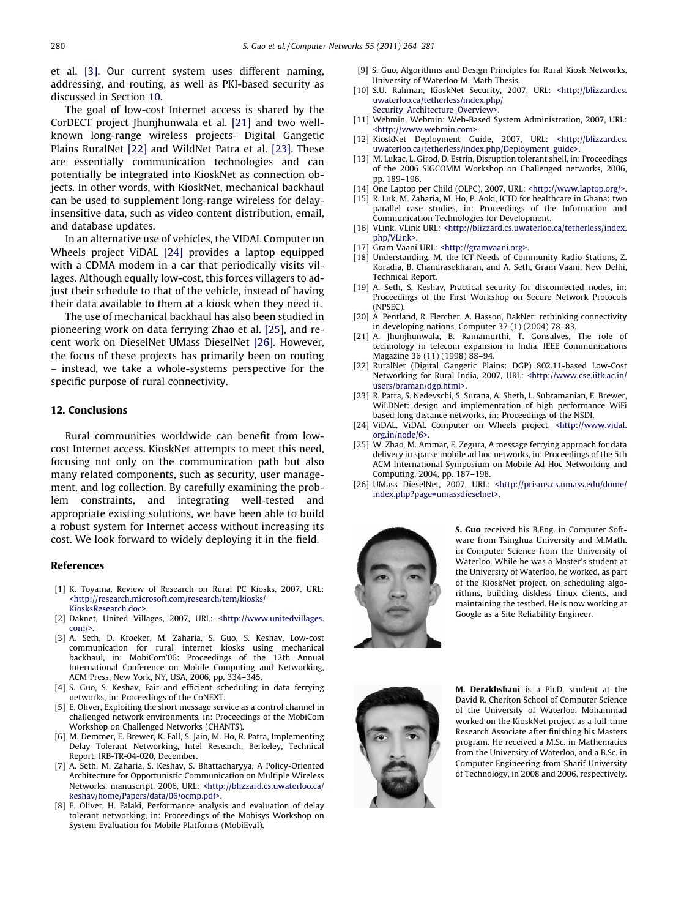et al. [3]. Our current system uses different naming, addressing, and routing, as well as PKI-based security as discussed in Section 10.

The goal of low-cost Internet access is shared by the CorDECT project Jhunjhunwala et al. [21] and two well-known long-range wireless projects- Digital Gangetic Plains RuralNet [22] and WildNet Patra et al. [23]. These are essentially communication technologies and can potentially be integrated into KioskNet as connection objects. In other words, with KioskNet, mechanical backhaul can be used to supplement long-range wireless for delay-insensitive data, such as video content distribution, email, and database updates.

In an alternative use of vehicles, the VIDAL Computer on Wheels project ViDAL [24] provides a laptop equipped with a CDMA modem in a car that periodically visits villages. Although equally low-cost, this forces villagers to adjust their schedule to that of the vehicle, instead of having their data available to them at a kiosk when they need it.

The use of mechanical backhaul has also been studied in pioneering work on data ferrying Zhao et al. [25], and recent work on DieselNet UMass DieselNet [26]. However, the focus of these projects has primarily been on routing – instead, we take a whole-systems perspective for the specific purpose of rural connectivity.

## 12. Conclusions

Rural communities worldwide can benefit from low-cost Internet access. KioskNet attempts to meet this need, focusing not only on the communication path but also many related components, such as security, user management, and log collection. By carefully examining the problem constraints, and integrating well-tested and appropriate existing solutions, we have been able to build a robust system for Internet access without increasing its cost. We look forward to widely deploying it in the field.

## References

[1] K. Toyama, Review of Research on Rural PC Kiosks, 2007, URL: <http://research.microsoft.com/research/tem/kiosks/KiosksResearch.doc>.

[2] Daknet, United Villages, 2007, URL: <http://www.unitedvillages.com/>.

[3] A. Seth, D. Kroeker, M. Zaharia, S. Guo, S. Keshav, Low-cost communication for rural internet kiosks using mechanical backhaul, in: MobiCom'06: Proceedings of the 12th Annual International Conference on Mobile Computing and Networking, ACM Press, New York, NY, USA, 2006, pp. 334–345.

[4] S. Guo, S. Keshav, Fair and efficient scheduling in data ferrying networks, in: Proceedings of the CoNEXT.

[5] E. Oliver, Exploiting the short message service as a control channel in challenged network environments, in: Proceedings of the MobiCom Workshop on Challenged Networks (CHANTS).

[6] M. Demmer, E. Brewer, K. Fall, S. Jain, M. Ho, R. Patra, Implementing Delay Tolerant Networking, Intel Research, Berkeley, Technical Report, IRB-TR-04-020, December.

[7] A. Seth, M. Zaharia, S. Keshav, S. Bhattacharyya, A Policy-Oriented Architecture for Opportunistic Communication on Multiple Wireless Networks, manuscript, 2006, URL: <http://blizzard.cs.uwaterloo.ca/keshav/home/Papers/data/06/ocmp.pdf>.

[8] E. Oliver, H. Falaki, Performance analysis and evaluation of delay tolerant networking, in: Proceedings of the Mobisys Workshop on System Evaluation for Mobile Platforms (MobiEval).

[9] S. Guo, Algorithms and Design Principles for Rural Kiosk Networks, University of Waterloo M. Math Thesis.

[10] S.U. Rahman, KioskNet Security, 2007, URL: <http://blizzard.cs.uwaterloo.ca/tetherless/index.php/Security_Architecture_Overview>.

[11] Webmin, Webmin: Web-Based System Administration, 2007, URL: <http://www.webmin.com>.

[12] KioskNet Deployment Guide, 2007, URL: <http://blizzard.cs.uwaterloo.ca/tetherless/index.php/Deployment_guide>.

[13] M. Lukac, L. Girod, D. Estrin, Disruption tolerant shell, in: Proceedings of the 2006 SIGCOMM Workshop on Challenged networks, 2006, pp. 189–196.

[14] One Laptop per Child (OLPC), 2007, URL: <http://www.laptop.org/>.

[15] R. Luk, M. Zaharia, M. Ho, P. Aoki, ICTD for healthcare in Ghana: two parallel case studies, in: Proceedings of the Information and Communication Technologies for Development.

[16] VLink, VLink URL: <http://blizzard.cs.uwaterloo.ca/tetherless/index.php/VLink>.

[17] Gram Vaani URL: <http://gramvaani.org>.

[18] Understanding, M. the ICT Needs of Community Radio Stations, Z. Koradia, B. Chandrasekharan, and A. Seth, Gram Vaani, New Delhi, Technical Report.

[19] A. Seth, S. Keshav, Practical security for disconnected nodes, in: Proceedings of the First Workshop on Secure Network Protocols (NPSEC).

[20] A. Pentland, R. Fletcher, A. Hasson, DakNet: rethinking connectivity in developing nations, Computer 37 (1) (2004) 78–83.

[21] A. Jhunjhunwala, B. Ramamurthi, T. Gonsalves, The role of technology in telecom expansion in India, IEEE Communications Magazine 36 (11) (1998) 88–94.

[22] RuralNet (Digital Gangetic Plains: DGP) 802.11-based Low-Cost Networking for Rural India, 2007, URL: <http://www.cse.iitk.ac.in/users/braman/dgp.html>.

[23] R. Patra, S. Nedevschi, S. Surana, A. Sheth, L. Subramanian, E. Brewer, WiLDNet: design and implementation of high performance WiFi based long distance networks, in: Proceedings of the NSDI.

[24] ViDAL, ViDAL Computer on Wheels project, <http://www.vidal.org.in/node/6>.

[25] W. Zhao, M. Ammar, E. Zegura, A message ferrying approach for data delivery in sparse mobile ad hoc networks, in: Proceedings of the 5th ACM International Symposium on Mobile Ad Hoc Networking and Computing, 2004, pp. 187–198.

[26] UMass DieselNet, 2007, URL: <http://prisms.cs.umass.edu/dome/index.php?page=umassdieselnet>.

**S. Guo** received his B.Eng. in Computer Software from Tsinghua University and M.Math. in Computer Science from the University of Waterloo. While he was a Master's student at the University of Waterloo, he worked, as part of the KioskNet project, on scheduling algorithms, building diskless Linux clients, and maintaining the testbed. He is now working at Google as a Site Reliability Engineer.

**M. Derakhshani** is a Ph.D. student at the David R. Cheriton School of Computer Science of the University of Waterloo. Mohammad worked on the KioskNet project as a full-time Research Associate after finishing his Masters program. He received a M.Sc. in Mathematics from the University of Waterloo, and a B.Sc. in Computer Engineering from Sharif University of Technology, in 2008 and 2006, respectively.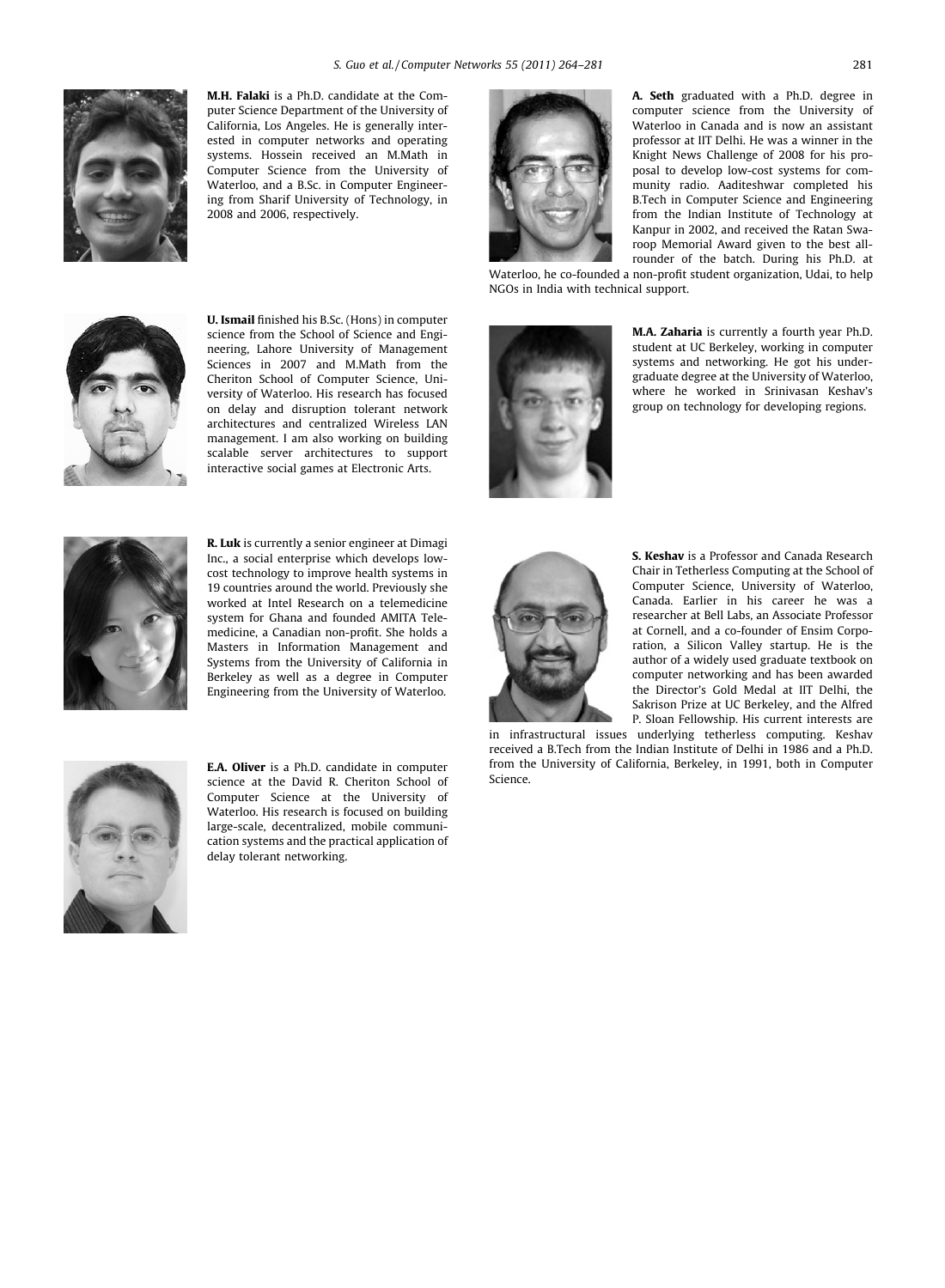**M.H. Falaki** is a Ph.D. candidate at the Computer Science Department of the University of California, Los Angeles. He is generally interested in computer networks and operating systems. Hossein received an M.Math in Computer Science from the University of Waterloo, and a B.Sc. in Computer Engineering from Sharif University of Technology, in 2008 and 2006, respectively.

**U. Ismail** finished his B.Sc. (Hons) in computer science from the School of Science and Engineering, Lahore University of Management Sciences in 2007 and M.Math from the Cheriton School of Computer Science, University of Waterloo. His research has focused on delay and disruption tolerant network architectures and centralized Wireless LAN management. I am also working on building scalable server architectures to support interactive social games at Electronic Arts.

**R. Luk** is currently a senior engineer at Dimagi Inc., a social enterprise which develops low-cost technology to improve health systems in 19 countries around the world. Previously she worked at Intel Research on a telemedicine system for Ghana and founded AMITA Telemedicine, a Canadian non-profit. She holds a Masters in Information Management and Systems from the University of California in Berkeley as well as a degree in Computer Engineering from the University of Waterloo.

**E.A. Oliver** is a Ph.D. candidate in computer science at the David R. Cheriton School of Computer Science at the University of Waterloo. His research is focused on building large-scale, decentralized, mobile communication systems and the practical application of delay tolerant networking.

**A. Seth** graduated with a Ph.D. degree in computer science from the University of Waterloo in Canada and is now an assistant professor at IIT Delhi. He was a winner in the Knight News Challenge of 2008 for his proposal to develop low-cost systems for community radio. Aaditeshwar completed his B.Tech in Computer Science and Engineering from the Indian Institute of Technology at Kanpur in 2002, and received the Ratan Swaroop Memorial Award given to the best all-rounder of the batch. During his Ph.D. at Waterloo, he co-founded a non-profit student organization, Udai, to help NGOs in India with technical support.

**M.A. Zaharia** is currently a fourth year Ph.D. student at UC Berkeley, working in computer systems and networking. He got his undergraduate degree at the University of Waterloo, where he worked in Srinivasan Keshav's group on technology for developing regions.

**S. Keshav** is a Professor and Canada Research Chair in Tetherless Computing at the School of Computer Science, University of Waterloo, Canada. Earlier in his career he was a researcher at Bell Labs, an Associate Professor at Cornell, and a co-founder of Ensim Corporation, a Silicon Valley startup. He is the author of a widely used graduate textbook on computer networking and has been awarded the Director's Gold Medal at IIT Delhi, the Sakrison Prize at UC Berkeley, and the Alfred P. Sloan Fellowship. His current interests are in infrastructural issues underlying tetherless computing. Keshav received a B.Tech from the Indian Institute of Delhi in 1986 and a Ph.D. from the University of California, Berkeley, in 1991, both in Computer Science.